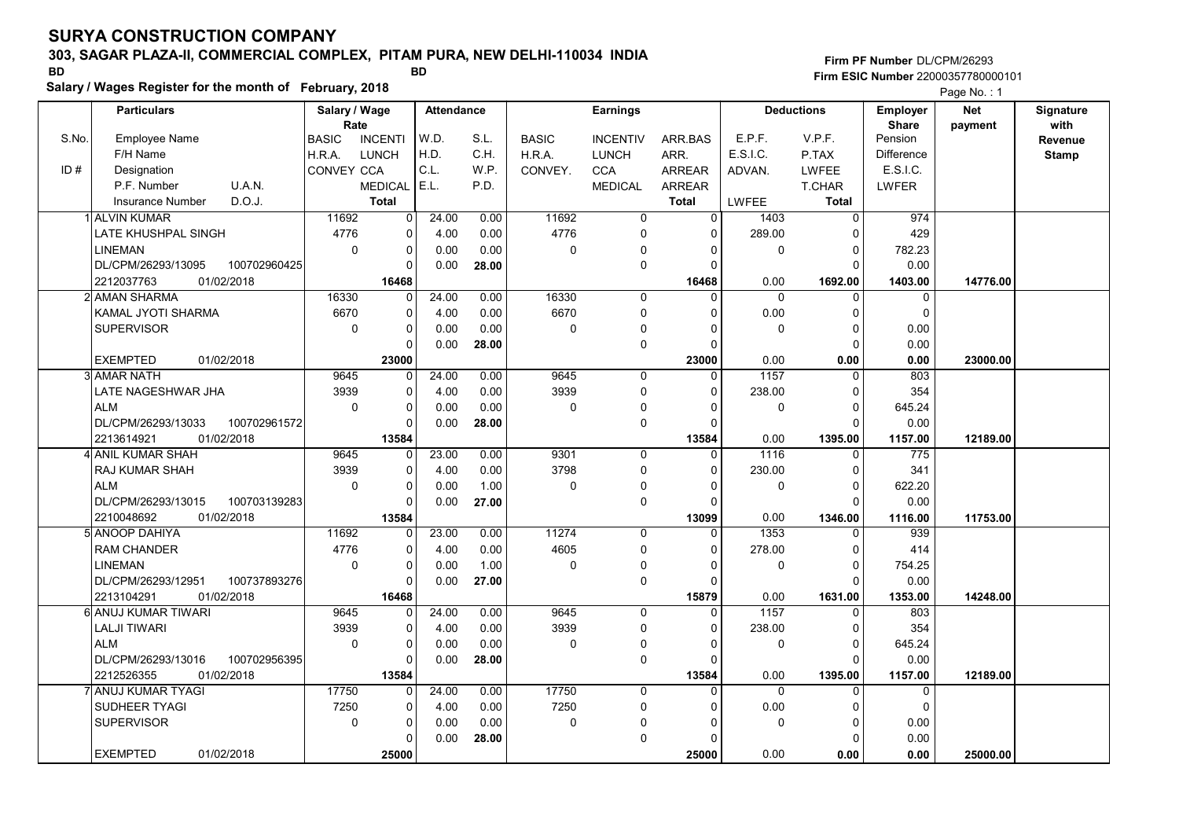# SURYA CONSTRUCTION COMPANY

## 303, SAGAR PLAZA-II, COMMERCIAL COMPLEX, PITAM PURA, NEW DELHI-110034 INDIA

BD BD

**Salary / Wages Register for the month of February, 2018**

Firm PF Number DL/CPM/26293
Firm ESIC Number 22000357780000101

Page No. : 1

| S.No. | Particulars: Employee Name / F/H Name / Designation / P.F. Number, U.A.N. / Insurance Number, D.O.J. | Salary / Wage Rate: BASIC / H.R.A. / CONVEY | INCENTI / LUNCH / CCA / MEDICAL / Total | Attendance: W.D. / H.D. / C.L. / E.L. | S.L. / C.H. / W.P. / P.D. | Earnings: BASIC / H.R.A. / CONVEY. | INCENTIV / LUNCH / CCA / MEDICAL | ARR.BAS / ARR. / ARREAR / ARREAR / Total | Deductions: E.P.F. / E.S.I.C. / ADVAN. / LWFEE | V.P.F. / P.TAX / LWFEE / T.CHAR / Total | Employer Share: Pension / Difference / E.S.I.C. / LWFER | Net payment | Signature with Revenue Stamp |
|---|---|---|---|---|---|---|---|---|---|---|---|---|---|
| 1 | ALVIN KUMAR | 11692 | 0 | 24.00 | 0.00 | 11692 | 0 | 0 | 1403 | 0 | 974 | | |
| | LATE KHUSHPAL SINGH | 4776 | 0 | 4.00 | 0.00 | 4776 | 0 | 0 | 289.00 | 0 | 429 | | |
| | LINEMAN | 0 | 0 | 0.00 | 0.00 | 0 | 0 | 0 | 0 | 0 | 782.23 | | |
| | DL/CPM/26293/13095 100702960425 | | 0 | 0.00 | 28.00 | | 0 | 0 | | 0 | 0.00 | | |
| | 2212037763 01/02/2018 | | 16468 | | | | | 16468 | 0.00 | 1692.00 | 1403.00 | 14776.00 | |
| 2 | AMAN SHARMA | 16330 | 0 | 24.00 | 0.00 | 16330 | 0 | 0 | 0 | 0 | 0 | | |
| | KAMAL JYOTI SHARMA | 6670 | 0 | 4.00 | 0.00 | 6670 | 0 | 0 | 0.00 | 0 | 0 | | |
| | SUPERVISOR | 0 | 0 | 0.00 | 0.00 | 0 | 0 | 0 | 0 | 0 | 0.00 | | |
| | | | 0 | 0.00 | 28.00 | | 0 | 0 | | 0 | 0.00 | | |
| | EXEMPTED 01/02/2018 | | 23000 | | | | | 23000 | 0.00 | 0.00 | 0.00 | 23000.00 | |
| 3 | AMAR NATH | 9645 | 0 | 24.00 | 0.00 | 9645 | 0 | 0 | 1157 | 0 | 803 | | |
| | LATE NAGESHWAR JHA | 3939 | 0 | 4.00 | 0.00 | 3939 | 0 | 0 | 238.00 | 0 | 354 | | |
| | ALM | 0 | 0 | 0.00 | 0.00 | 0 | 0 | 0 | 0 | 0 | 645.24 | | |
| | DL/CPM/26293/13033 100702961572 | | 0 | 0.00 | 28.00 | | 0 | 0 | | 0 | 0.00 | | |
| | 2213614921 01/02/2018 | | 13584 | | | | | 13584 | 0.00 | 1395.00 | 1157.00 | 12189.00 | |
| 4 | ANIL KUMAR SHAH | 9645 | 0 | 23.00 | 0.00 | 9301 | 0 | 0 | 1116 | 0 | 775 | | |
| | RAJ KUMAR SHAH | 3939 | 0 | 4.00 | 0.00 | 3798 | 0 | 0 | 230.00 | 0 | 341 | | |
| | ALM | 0 | 0 | 0.00 | 1.00 | 0 | 0 | 0 | 0 | 0 | 622.20 | | |
| | DL/CPM/26293/13015 100703139283 | | 0 | 0.00 | 27.00 | | 0 | 0 | | 0 | 0.00 | | |
| | 2210048692 01/02/2018 | | 13584 | | | | | 13099 | 0.00 | 1346.00 | 1116.00 | 11753.00 | |
| 5 | ANOOP DAHIYA | 11692 | 0 | 23.00 | 0.00 | 11274 | 0 | 0 | 1353 | 0 | 939 | | |
| | RAM CHANDER | 4776 | 0 | 4.00 | 0.00 | 4605 | 0 | 0 | 278.00 | 0 | 414 | | |
| | LINEMAN | 0 | 0 | 0.00 | 1.00 | 0 | 0 | 0 | 0 | 0 | 754.25 | | |
| | DL/CPM/26293/12951 100737893276 | | 0 | 0.00 | 27.00 | | 0 | 0 | | 0 | 0.00 | | |
| | 2213104291 01/02/2018 | | 16468 | | | | | 15879 | 0.00 | 1631.00 | 1353.00 | 14248.00 | |
| 6 | ANUJ KUMAR TIWARI | 9645 | 0 | 24.00 | 0.00 | 9645 | 0 | 0 | 1157 | 0 | 803 | | |
| | LALJI TIWARI | 3939 | 0 | 4.00 | 0.00 | 3939 | 0 | 0 | 238.00 | 0 | 354 | | |
| | ALM | 0 | 0 | 0.00 | 0.00 | 0 | 0 | 0 | 0 | 0 | 645.24 | | |
| | DL/CPM/26293/13016 100702956395 | | 0 | 0.00 | 28.00 | | 0 | 0 | | 0 | 0.00 | | |
| | 2212526355 01/02/2018 | | 13584 | | | | | 13584 | 0.00 | 1395.00 | 1157.00 | 12189.00 | |
| 7 | ANUJ KUMAR TYAGI | 17750 | 0 | 24.00 | 0.00 | 17750 | 0 | 0 | 0 | 0 | 0 | | |
| | SUDHEER TYAGI | 7250 | 0 | 4.00 | 0.00 | 7250 | 0 | 0 | 0.00 | 0 | 0 | | |
| | SUPERVISOR | 0 | 0 | 0.00 | 0.00 | 0 | 0 | 0 | 0 | 0 | 0.00 | | |
| | | | 0 | 0.00 | 28.00 | | 0 | 0 | | 0 | 0.00 | | |
| | EXEMPTED 01/02/2018 | | 25000 | | | | | 25000 | 0.00 | 0.00 | 0.00 | 25000.00 | |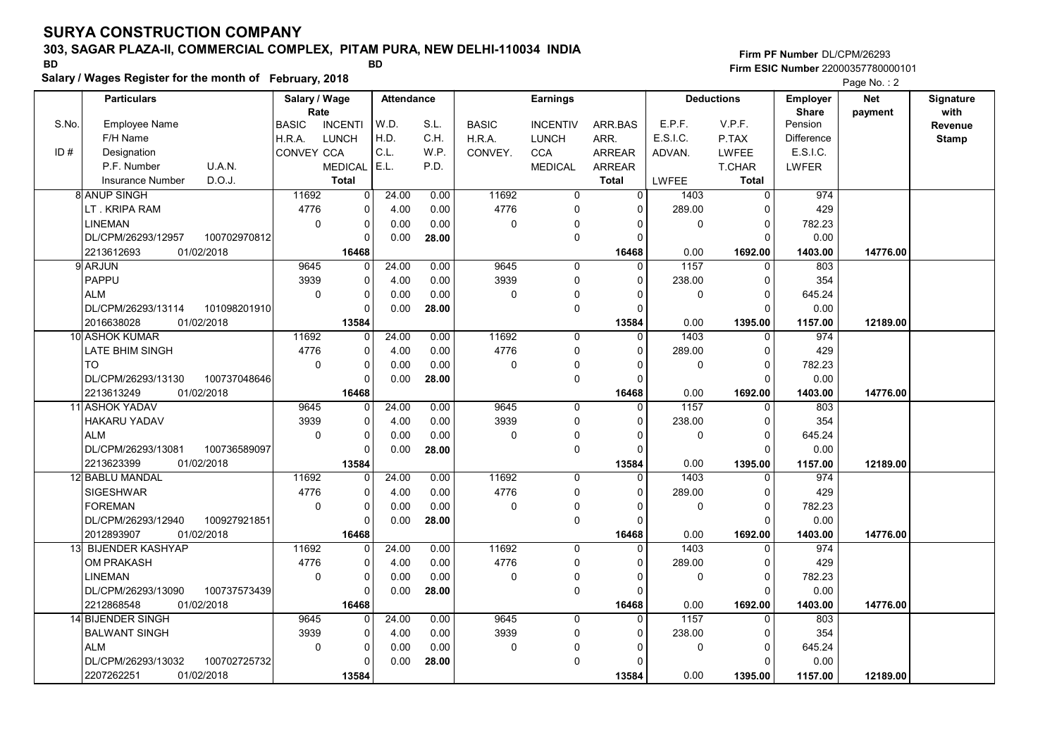# SURYA CONSTRUCTION COMPANY

## 303, SAGAR PLAZA-II, COMMERCIAL COMPLEX, PITAM PURA, NEW DELHI-110034 INDIA

BD BD

**Salary / Wages Register for the month of February, 2018**

Firm PF Number DL/CPM/26293
Firm ESIC Number 22000357780000101

Page No. : 2

| S.No. / ID # | Employee Name / F/H Name / Designation / P.F. Number / U.A.N. / Insurance Number / D.O.J. | BASIC / H.R.A. / CONVEY | INCENTI / LUNCH / CCA / MEDICAL / Total | W.D. / H.D. / C.L. / E.L. | S.L. / C.H. / W.P. / P.D. | BASIC / H.R.A. / CONVEY. | INCENTIV / LUNCH / CCA / MEDICAL | ARR.BAS / ARR. / ARREAR / ARREAR / Total | E.P.F. / E.S.I.C. / ADVAN. / LWFEE | V.P.F. / P.TAX / LWFEE / T.CHAR / Total | Employer Share Pension / Difference / E.S.I.C. / LWFER | Net payment | Signature with Revenue Stamp |
|---|---|---|---|---|---|---|---|---|---|---|---|---|---|
| 8 | ANUP SINGH<br>LT . KRIPA RAM<br>LINEMAN<br>DL/CPM/26293/12957 100702970812<br>2213612693 01/02/2018 | 11692<br>4776<br>0 | 0<br>0<br>0<br>0<br>16468 | 24.00<br>4.00<br>0.00<br>0.00 | 0.00<br>0.00<br>0.00<br>28.00 | 11692<br>4776<br>0 | 0<br>0<br>0<br>0 | 0<br>0<br>0<br>0<br>16468 | 1403<br>289.00<br>0<br>0.00 | 0<br>0<br>0<br>0<br>1692.00 | 974<br>429<br>782.23<br>0.00<br>1403.00 | 14776.00 | |
| 9 | ARJUN<br>PAPPU<br>ALM<br>DL/CPM/26293/13114 101098201910<br>2016638028 01/02/2018 | 9645<br>3939<br>0 | 0<br>0<br>0<br>0<br>13584 | 24.00<br>4.00<br>0.00<br>0.00 | 0.00<br>0.00<br>0.00<br>28.00 | 9645<br>3939<br>0 | 0<br>0<br>0<br>0 | 0<br>0<br>0<br>0<br>13584 | 1157<br>238.00<br>0<br>0.00 | 0<br>0<br>0<br>0<br>1395.00 | 803<br>354<br>645.24<br>0.00<br>1157.00 | 12189.00 | |
| 10 | ASHOK KUMAR<br>LATE BHIM SINGH<br>TO<br>DL/CPM/26293/13130 100737048646<br>2213613249 01/02/2018 | 11692<br>4776<br>0 | 0<br>0<br>0<br>0<br>16468 | 24.00<br>4.00<br>0.00<br>0.00 | 0.00<br>0.00<br>0.00<br>28.00 | 11692<br>4776<br>0 | 0<br>0<br>0<br>0 | 0<br>0<br>0<br>0<br>16468 | 1403<br>289.00<br>0<br>0.00 | 0<br>0<br>0<br>0<br>1692.00 | 974<br>429<br>782.23<br>0.00<br>1403.00 | 14776.00 | |
| 11 | ASHOK YADAV<br>HAKARU YADAV<br>ALM<br>DL/CPM/26293/13081 100736589097<br>2213623399 01/02/2018 | 9645<br>3939<br>0 | 0<br>0<br>0<br>0<br>13584 | 24.00<br>4.00<br>0.00<br>0.00 | 0.00<br>0.00<br>0.00<br>28.00 | 9645<br>3939<br>0 | 0<br>0<br>0<br>0 | 0<br>0<br>0<br>0<br>13584 | 1157<br>238.00<br>0<br>0.00 | 0<br>0<br>0<br>0<br>1395.00 | 803<br>354<br>645.24<br>0.00<br>1157.00 | 12189.00 | |
| 12 | BABLU MANDAL<br>SIGESHWAR<br>FOREMAN<br>DL/CPM/26293/12940 100927921851<br>2012893907 01/02/2018 | 11692<br>4776<br>0 | 0<br>0<br>0<br>0<br>16468 | 24.00<br>4.00<br>0.00<br>0.00 | 0.00<br>0.00<br>0.00<br>28.00 | 11692<br>4776<br>0 | 0<br>0<br>0<br>0 | 0<br>0<br>0<br>0<br>16468 | 1403<br>289.00<br>0<br>0.00 | 0<br>0<br>0<br>0<br>1692.00 | 974<br>429<br>782.23<br>0.00<br>1403.00 | 14776.00 | |
| 13 | BIJENDER KASHYAP<br>OM PRAKASH<br>LINEMAN<br>DL/CPM/26293/13090 100737573439<br>2212868548 01/02/2018 | 11692<br>4776<br>0 | 0<br>0<br>0<br>0<br>16468 | 24.00<br>4.00<br>0.00<br>0.00 | 0.00<br>0.00<br>0.00<br>28.00 | 11692<br>4776<br>0 | 0<br>0<br>0<br>0 | 0<br>0<br>0<br>0<br>16468 | 1403<br>289.00<br>0<br>0.00 | 0<br>0<br>0<br>0<br>1692.00 | 974<br>429<br>782.23<br>0.00<br>1403.00 | 14776.00 | |
| 14 | BIJENDER SINGH<br>BALWANT SINGH<br>ALM<br>DL/CPM/26293/13032 100702725732<br>2207262251 01/02/2018 | 9645<br>3939<br>0 | 0<br>0<br>0<br>0<br>13584 | 24.00<br>4.00<br>0.00<br>0.00 | 0.00<br>0.00<br>0.00<br>28.00 | 9645<br>3939<br>0 | 0<br>0<br>0<br>0 | 0<br>0<br>0<br>0<br>13584 | 1157<br>238.00<br>0<br>0.00 | 0<br>0<br>0<br>0<br>1395.00 | 803<br>354<br>645.24<br>0.00<br>1157.00 | 12189.00 | |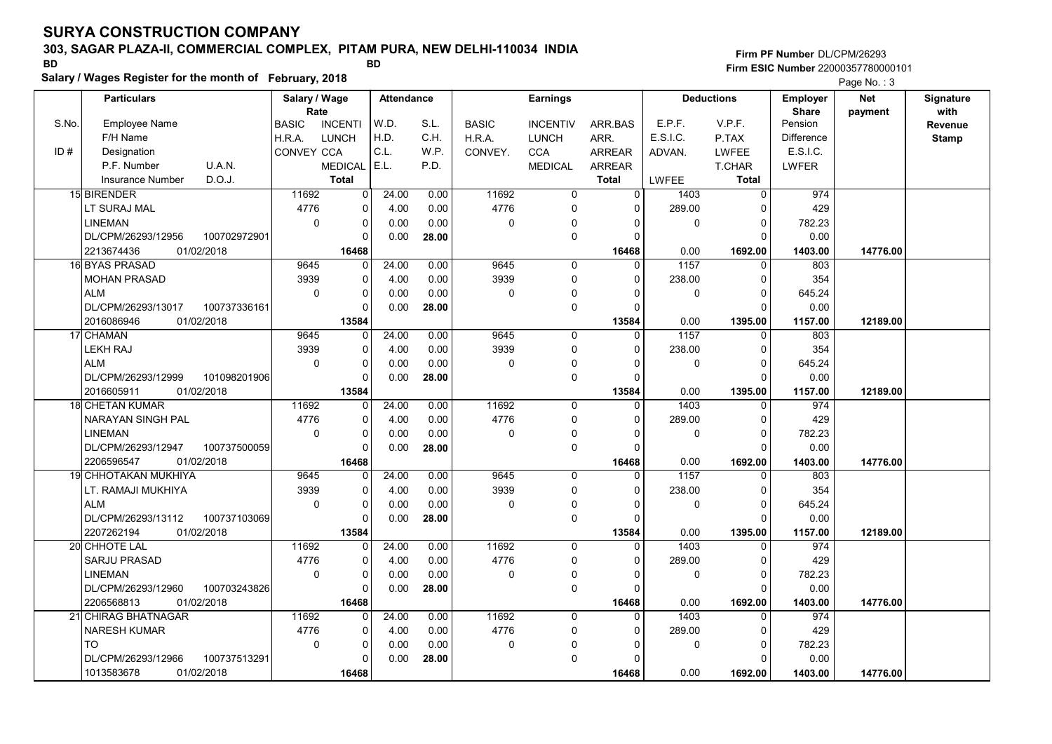# SURYA CONSTRUCTION COMPANY

## 303, SAGAR PLAZA-II, COMMERCIAL COMPLEX, PITAM PURA, NEW DELHI-110034 INDIA

BD BD

**Salary / Wages Register for the month of February, 2018**

Firm PF Number DL/CPM/26293
Firm ESIC Number 22000357780000101

Page No. : 3

| S.No. / ID # | Particulars: Employee Name / F/H Name / Designation / P.F. Number, U.A.N. / Insurance Number, D.O.J. | Salary / Wage Rate: BASIC / H.R.A. / CONVEY | Salary / Wage Rate: INCENTI / LUNCH / CCA / MEDICAL / Total | Attendance: W.D. / H.D. / C.L. / E.L. | Attendance: S.L. / C.H. / W.P. / P.D. | Earnings: BASIC / H.R.A. / CONVEY. | Earnings: INCENTIV / LUNCH / CCA / MEDICAL | Earnings: ARR.BAS / ARR. / ARREAR / ARREAR / Total | Deductions: E.P.F. / E.S.I.C. / ADVAN. / LWFEE | Deductions: V.P.F. / P.TAX / LWFEE / T.CHAR / Total | Employer Share: Pension / Difference / E.S.I.C. / LWFER | Net payment | Signature with Revenue Stamp |
|---|---|---|---|---|---|---|---|---|---|---|---|---|---|
| 15 | BIRENDER / LT SURAJ MAL / LINEMAN / DL/CPM/26293/12956, 100702972901 / 2213674436, 01/02/2018 | 11692 / 4776 / 0 | 0 / 0 / 0 / 0 / 16468 | 24.00 / 4.00 / 0.00 / 0.00 | 0.00 / 0.00 / 0.00 / 28.00 | 11692 / 4776 / 0 | 0 / 0 / 0 / 0 | 0 / 0 / 0 / 0 / 16468 | 1403 / 289.00 / 0 / 0.00 | 0 / 0 / 0 / 0 / 1692.00 | 974 / 429 / 782.23 / 0.00 / 1403.00 | 14776.00 | |
| 16 | BYAS PRASAD / MOHAN PRASAD / ALM / DL/CPM/26293/13017, 100737336161 / 2016086946, 01/02/2018 | 9645 / 3939 / 0 | 0 / 0 / 0 / 0 / 13584 | 24.00 / 4.00 / 0.00 / 0.00 | 0.00 / 0.00 / 0.00 / 28.00 | 9645 / 3939 / 0 | 0 / 0 / 0 / 0 | 0 / 0 / 0 / 0 / 13584 | 1157 / 238.00 / 0 / 0.00 | 0 / 0 / 0 / 0 / 1395.00 | 803 / 354 / 645.24 / 0.00 / 1157.00 | 12189.00 | |
| 17 | CHAMAN / LEKH RAJ / ALM / DL/CPM/26293/12999, 101098201906 / 2016605911, 01/02/2018 | 9645 / 3939 / 0 | 0 / 0 / 0 / 0 / 13584 | 24.00 / 4.00 / 0.00 / 0.00 | 0.00 / 0.00 / 0.00 / 28.00 | 9645 / 3939 / 0 | 0 / 0 / 0 / 0 | 0 / 0 / 0 / 0 / 13584 | 1157 / 238.00 / 0 / 0.00 | 0 / 0 / 0 / 0 / 1395.00 | 803 / 354 / 645.24 / 0.00 / 1157.00 | 12189.00 | |
| 18 | CHETAN KUMAR / NARAYAN SINGH PAL / LINEMAN / DL/CPM/26293/12947, 100737500059 / 2206596547, 01/02/2018 | 11692 / 4776 / 0 | 0 / 0 / 0 / 0 / 16468 | 24.00 / 4.00 / 0.00 / 0.00 | 0.00 / 0.00 / 0.00 / 28.00 | 11692 / 4776 / 0 | 0 / 0 / 0 / 0 | 0 / 0 / 0 / 0 / 16468 | 1403 / 289.00 / 0 / 0.00 | 0 / 0 / 0 / 0 / 1692.00 | 974 / 429 / 782.23 / 0.00 / 1403.00 | 14776.00 | |
| 19 | CHHOTAKAN MUKHIYA / LT. RAMAJI MUKHIYA / ALM / DL/CPM/26293/13112, 100737103069 / 2207262194, 01/02/2018 | 9645 / 3939 / 0 | 0 / 0 / 0 / 0 / 13584 | 24.00 / 4.00 / 0.00 / 0.00 | 0.00 / 0.00 / 0.00 / 28.00 | 9645 / 3939 / 0 | 0 / 0 / 0 / 0 | 0 / 0 / 0 / 0 / 13584 | 1157 / 238.00 / 0 / 0.00 | 0 / 0 / 0 / 0 / 1395.00 | 803 / 354 / 645.24 / 0.00 / 1157.00 | 12189.00 | |
| 20 | CHHOTE LAL / SARJU PRASAD / LINEMAN / DL/CPM/26293/12960, 100703243826 / 2206568813, 01/02/2018 | 11692 / 4776 / 0 | 0 / 0 / 0 / 0 / 16468 | 24.00 / 4.00 / 0.00 / 0.00 | 0.00 / 0.00 / 0.00 / 28.00 | 11692 / 4776 / 0 | 0 / 0 / 0 / 0 | 0 / 0 / 0 / 0 / 16468 | 1403 / 289.00 / 0 / 0.00 | 0 / 0 / 0 / 0 / 1692.00 | 974 / 429 / 782.23 / 0.00 / 1403.00 | 14776.00 | |
| 21 | CHIRAG BHATNAGAR / NARESH KUMAR / TO / DL/CPM/26293/12966, 100737513291 / 1013583678, 01/02/2018 | 11692 / 4776 / 0 | 0 / 0 / 0 / 0 / 16468 | 24.00 / 4.00 / 0.00 / 0.00 | 0.00 / 0.00 / 0.00 / 28.00 | 11692 / 4776 / 0 | 0 / 0 / 0 / 0 | 0 / 0 / 0 / 0 / 16468 | 1403 / 289.00 / 0 / 0.00 | 0 / 0 / 0 / 0 / 1692.00 | 974 / 429 / 782.23 / 0.00 / 1403.00 | 14776.00 | |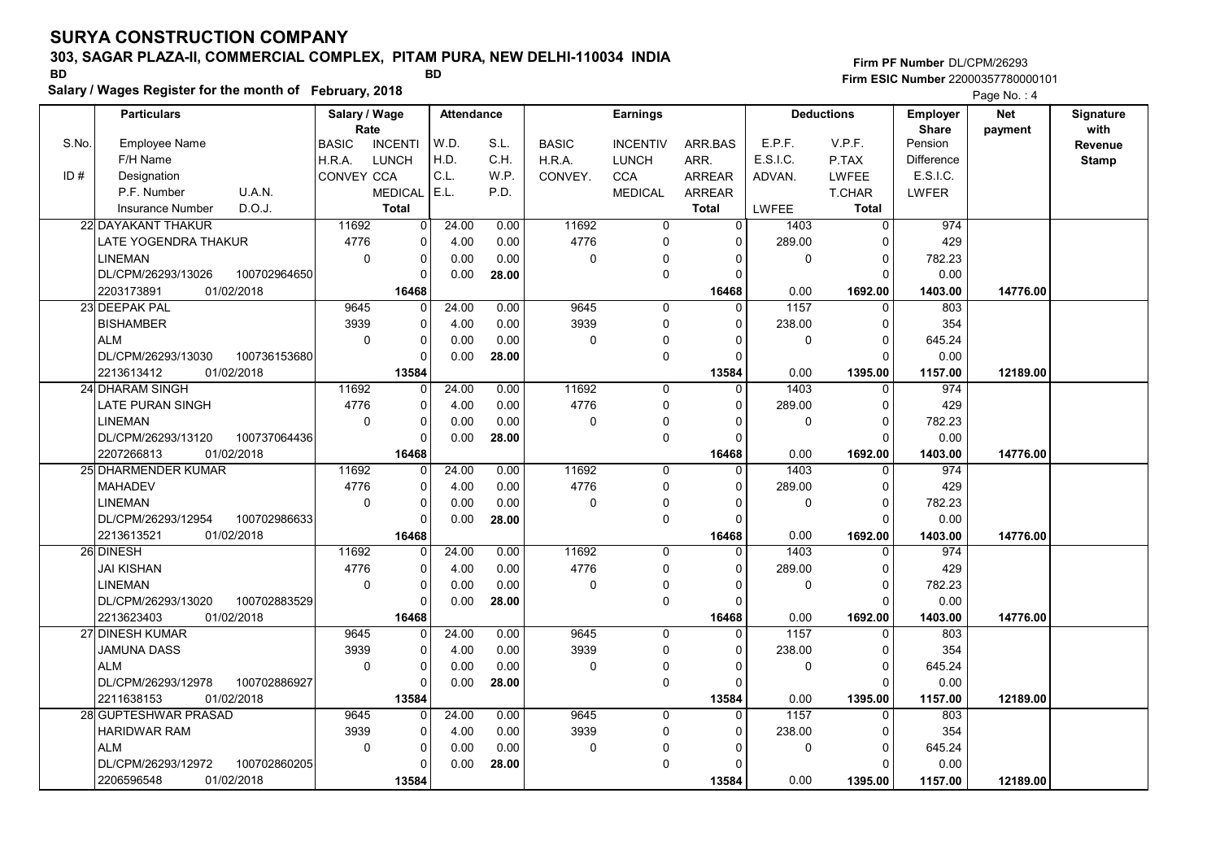# SURYA CONSTRUCTION COMPANY

## 303, SAGAR PLAZA-II, COMMERCIAL COMPLEX, PITAM PURA, NEW DELHI-110034 INDIA

BD BD

**Salary / Wages Register for the month of February, 2018**

Firm PF Number DL/CPM/26293
Firm ESIC Number 22000357780000101

| S.No. / ID # | Employee Name / F/H Name / Designation / P.F. Number, U.A.N. / Insurance Number, D.O.J. | Salary / Wage Rate: BASIC / H.R.A. / CONVEY | INCENTI / LUNCH / CCA / MEDICAL / Total | Attendance: W.D. / H.D. / C.L. / E.L. | S.L. / C.H. / W.P. / P.D. | Earnings: BASIC / H.R.A. / CONVEY. | INCENTIV / LUNCH / CCA / MEDICAL | ARR.BAS / ARR. / ARREAR / ARREAR / Total | Deductions: E.P.F. / E.S.I.C. / ADVAN. / LWFEE | V.P.F. / P.TAX / LWFEE / T.CHAR / Total | Employer Share: Pension / Difference / E.S.I.C. / LWFER | Net payment | Signature with Revenue Stamp |
|---|---|---|---|---|---|---|---|---|---|---|---|---|---|
| 22 | DAYAKANT THAKUR | 11692 | 0 | 24.00 | 0.00 | 11692 | 0 | 0 | 1403 | 0 | 974 | | |
| | LATE YOGENDRA THAKUR | 4776 | 0 | 4.00 | 0.00 | 4776 | 0 | 0 | 289.00 | 0 | 429 | | |
| | LINEMAN | 0 | 0 | 0.00 | 0.00 | 0 | 0 | 0 | 0 | 0 | 782.23 | | |
| | DL/CPM/26293/13026 100702964650 | | 0 | 0.00 | 28.00 | | 0 | 0 | | 0 | 0.00 | | |
| | 2203173891 01/02/2018 | | 16468 | | | | | 16468 | 0.00 | 1692.00 | 1403.00 | 14776.00 | |
| 23 | DEEPAK PAL | 9645 | 0 | 24.00 | 0.00 | 9645 | 0 | 0 | 1157 | 0 | 803 | | |
| | BISHAMBER | 3939 | 0 | 4.00 | 0.00 | 3939 | 0 | 0 | 238.00 | 0 | 354 | | |
| | ALM | 0 | 0 | 0.00 | 0.00 | 0 | 0 | 0 | 0 | 0 | 645.24 | | |
| | DL/CPM/26293/13030 100736153680 | | 0 | 0.00 | 28.00 | | 0 | 0 | | 0 | 0.00 | | |
| | 2213613412 01/02/2018 | | 13584 | | | | | 13584 | 0.00 | 1395.00 | 1157.00 | 12189.00 | |
| 24 | DHARAM SINGH | 11692 | 0 | 24.00 | 0.00 | 11692 | 0 | 0 | 1403 | 0 | 974 | | |
| | LATE PURAN SINGH | 4776 | 0 | 4.00 | 0.00 | 4776 | 0 | 0 | 289.00 | 0 | 429 | | |
| | LINEMAN | 0 | 0 | 0.00 | 0.00 | 0 | 0 | 0 | 0 | 0 | 782.23 | | |
| | DL/CPM/26293/13120 100737064436 | | 0 | 0.00 | 28.00 | | 0 | 0 | | 0 | 0.00 | | |
| | 2207266813 01/02/2018 | | 16468 | | | | | 16468 | 0.00 | 1692.00 | 1403.00 | 14776.00 | |
| 25 | DHARMENDER KUMAR | 11692 | 0 | 24.00 | 0.00 | 11692 | 0 | 0 | 1403 | 0 | 974 | | |
| | MAHADEV | 4776 | 0 | 4.00 | 0.00 | 4776 | 0 | 0 | 289.00 | 0 | 429 | | |
| | LINEMAN | 0 | 0 | 0.00 | 0.00 | 0 | 0 | 0 | 0 | 0 | 782.23 | | |
| | DL/CPM/26293/12954 100702986633 | | 0 | 0.00 | 28.00 | | 0 | 0 | | 0 | 0.00 | | |
| | 2213613521 01/02/2018 | | 16468 | | | | | 16468 | 0.00 | 1692.00 | 1403.00 | 14776.00 | |
| 26 | DINESH | 11692 | 0 | 24.00 | 0.00 | 11692 | 0 | 0 | 1403 | 0 | 974 | | |
| | JAI KISHAN | 4776 | 0 | 4.00 | 0.00 | 4776 | 0 | 0 | 289.00 | 0 | 429 | | |
| | LINEMAN | 0 | 0 | 0.00 | 0.00 | 0 | 0 | 0 | 0 | 0 | 782.23 | | |
| | DL/CPM/26293/13020 100702883529 | | 0 | 0.00 | 28.00 | | 0 | 0 | | 0 | 0.00 | | |
| | 2213623403 01/02/2018 | | 16468 | | | | | 16468 | 0.00 | 1692.00 | 1403.00 | 14776.00 | |
| 27 | DINESH KUMAR | 9645 | 0 | 24.00 | 0.00 | 9645 | 0 | 0 | 1157 | 0 | 803 | | |
| | JAMUNA DASS | 3939 | 0 | 4.00 | 0.00 | 3939 | 0 | 0 | 238.00 | 0 | 354 | | |
| | ALM | 0 | 0 | 0.00 | 0.00 | 0 | 0 | 0 | 0 | 0 | 645.24 | | |
| | DL/CPM/26293/12978 100702886927 | | 0 | 0.00 | 28.00 | | 0 | 0 | | 0 | 0.00 | | |
| | 2211638153 01/02/2018 | | 13584 | | | | | 13584 | 0.00 | 1395.00 | 1157.00 | 12189.00 | |
| 28 | GUPTESHWAR PRASAD | 9645 | 0 | 24.00 | 0.00 | 9645 | 0 | 0 | 1157 | 0 | 803 | | |
| | HARIDWAR RAM | 3939 | 0 | 4.00 | 0.00 | 3939 | 0 | 0 | 238.00 | 0 | 354 | | |
| | ALM | 0 | 0 | 0.00 | 0.00 | 0 | 0 | 0 | 0 | 0 | 645.24 | | |
| | DL/CPM/26293/12972 100702860205 | | 0 | 0.00 | 28.00 | | 0 | 0 | | 0 | 0.00 | | |
| | 2206596548 01/02/2018 | | 13584 | | | | | 13584 | 0.00 | 1395.00 | 1157.00 | 12189.00 | |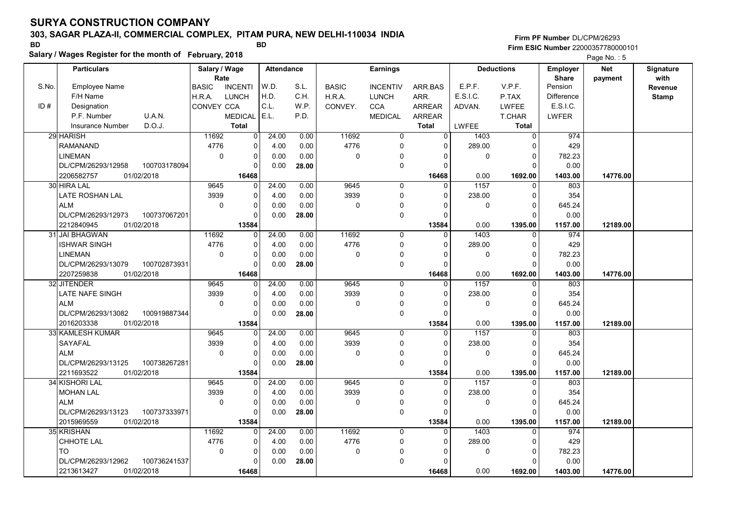# SURYA CONSTRUCTION COMPANY

## 303, SAGAR PLAZA-II, COMMERCIAL COMPLEX, PITAM PURA, NEW DELHI-110034 INDIA

BD BD

**Salary / Wages Register for the month of February, 2018**

Firm PF Number DL/CPM/26293
Firm ESIC Number 22000357780000101

| S.No. / ID # | Employee Name / F/H Name / Designation / P.F. Number U.A.N. / Insurance Number D.O.J. | BASIC / H.R.A. / CONVEY | INCENTI / LUNCH / CCA / MEDICAL / Total | W.D. / H.D. / C.L. / E.L. | S.L. / C.H. / W.P. / P.D. | BASIC / H.R.A. / CONVEY. | INCENTIV / LUNCH / CCA / MEDICAL | ARR.BAS / ARR. / ARREAR / ARREAR / Total | E.P.F. / E.S.I.C. / ADVAN. / LWFEE | V.P.F. / P.TAX / LWFEE / T.CHAR / Total | Employer Share Pension / Difference / E.S.I.C. / LWFER | Net payment | Signature with Revenue Stamp |
|---|---|---|---|---|---|---|---|---|---|---|---|---|---|
| 29 | HARISH | 11692 | 0 | 24.00 | 0.00 | 11692 | 0 | 0 | 1403 | 0 | 974 | | |
| | RAMANAND | 4776 | 0 | 4.00 | 0.00 | 4776 | 0 | 0 | 289.00 | 0 | 429 | | |
| | LINEMAN | 0 | 0 | 0.00 | 0.00 | 0 | 0 | 0 | 0 | 0 | 782.23 | | |
| | DL/CPM/26293/12958 100703178094 | | 0 | 0.00 | 28.00 | | 0 | 0 | | 0 | 0.00 | | |
| | 2206582757 01/02/2018 | | 16468 | | | | | 16468 | 0.00 | 1692.00 | 1403.00 | 14776.00 | |
| 30 | HIRA LAL | 9645 | 0 | 24.00 | 0.00 | 9645 | 0 | 0 | 1157 | 0 | 803 | | |
| | LATE ROSHAN LAL | 3939 | 0 | 4.00 | 0.00 | 3939 | 0 | 0 | 238.00 | 0 | 354 | | |
| | ALM | 0 | 0 | 0.00 | 0.00 | 0 | 0 | 0 | 0 | 0 | 645.24 | | |
| | DL/CPM/26293/12973 100737067201 | | 0 | 0.00 | 28.00 | | 0 | 0 | | 0 | 0.00 | | |
| | 2212840945 01/02/2018 | | 13584 | | | | | 13584 | 0.00 | 1395.00 | 1157.00 | 12189.00 | |
| 31 | JAI BHAGWAN | 11692 | 0 | 24.00 | 0.00 | 11692 | 0 | 0 | 1403 | 0 | 974 | | |
| | ISHWAR SINGH | 4776 | 0 | 4.00 | 0.00 | 4776 | 0 | 0 | 289.00 | 0 | 429 | | |
| | LINEMAN | 0 | 0 | 0.00 | 0.00 | 0 | 0 | 0 | 0 | 0 | 782.23 | | |
| | DL/CPM/26293/13079 100702873931 | | 0 | 0.00 | 28.00 | | 0 | 0 | | 0 | 0.00 | | |
| | 2207259838 01/02/2018 | | 16468 | | | | | 16468 | 0.00 | 1692.00 | 1403.00 | 14776.00 | |
| 32 | JITENDER | 9645 | 0 | 24.00 | 0.00 | 9645 | 0 | 0 | 1157 | 0 | 803 | | |
| | LATE NAFE SINGH | 3939 | 0 | 4.00 | 0.00 | 3939 | 0 | 0 | 238.00 | 0 | 354 | | |
| | ALM | 0 | 0 | 0.00 | 0.00 | 0 | 0 | 0 | 0 | 0 | 645.24 | | |
| | DL/CPM/26293/13082 100919887344 | | 0 | 0.00 | 28.00 | | 0 | 0 | | 0 | 0.00 | | |
| | 2016203338 01/02/2018 | | 13584 | | | | | 13584 | 0.00 | 1395.00 | 1157.00 | 12189.00 | |
| 33 | KAMLESH KUMAR | 9645 | 0 | 24.00 | 0.00 | 9645 | 0 | 0 | 1157 | 0 | 803 | | |
| | SAYAFAL | 3939 | 0 | 4.00 | 0.00 | 3939 | 0 | 0 | 238.00 | 0 | 354 | | |
| | ALM | 0 | 0 | 0.00 | 0.00 | 0 | 0 | 0 | 0 | 0 | 645.24 | | |
| | DL/CPM/26293/13125 100738267281 | | 0 | 0.00 | 28.00 | | 0 | 0 | | 0 | 0.00 | | |
| | 2211693522 01/02/2018 | | 13584 | | | | | 13584 | 0.00 | 1395.00 | 1157.00 | 12189.00 | |
| 34 | KISHORI LAL | 9645 | 0 | 24.00 | 0.00 | 9645 | 0 | 0 | 1157 | 0 | 803 | | |
| | MOHAN LAL | 3939 | 0 | 4.00 | 0.00 | 3939 | 0 | 0 | 238.00 | 0 | 354 | | |
| | ALM | 0 | 0 | 0.00 | 0.00 | 0 | 0 | 0 | 0 | 0 | 645.24 | | |
| | DL/CPM/26293/13123 100737333971 | | 0 | 0.00 | 28.00 | | 0 | 0 | | 0 | 0.00 | | |
| | 2015969559 01/02/2018 | | 13584 | | | | | 13584 | 0.00 | 1395.00 | 1157.00 | 12189.00 | |
| 35 | KRISHAN | 11692 | 0 | 24.00 | 0.00 | 11692 | 0 | 0 | 1403 | 0 | 974 | | |
| | CHHOTE LAL | 4776 | 0 | 4.00 | 0.00 | 4776 | 0 | 0 | 289.00 | 0 | 429 | | |
| | TO | 0 | 0 | 0.00 | 0.00 | 0 | 0 | 0 | 0 | 0 | 782.23 | | |
| | DL/CPM/26293/12962 100736241537 | | 0 | 0.00 | 28.00 | | 0 | 0 | | 0 | 0.00 | | |
| | 2213613427 01/02/2018 | | 16468 | | | | | 16468 | 0.00 | 1692.00 | 1403.00 | 14776.00 | |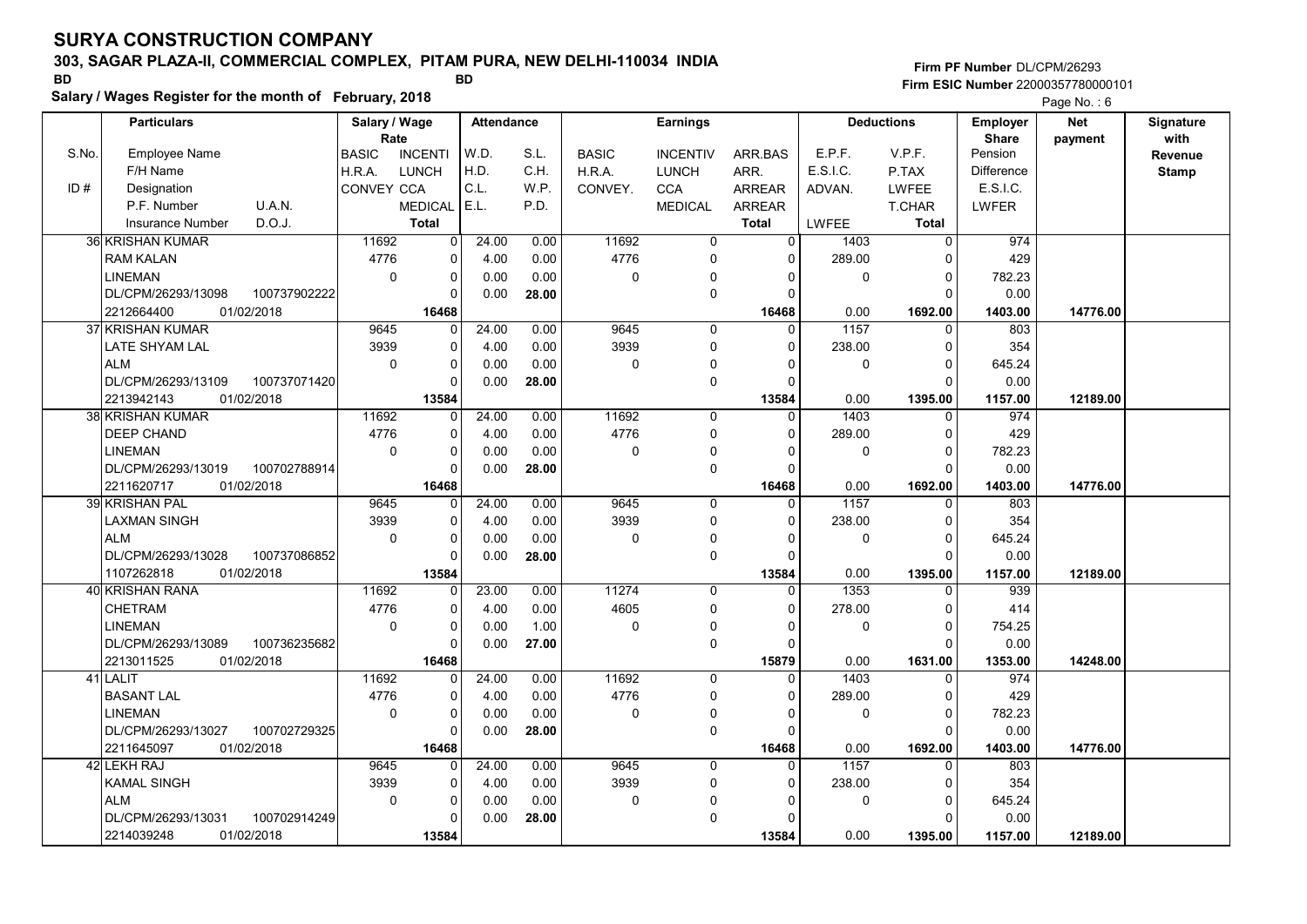# SURYA CONSTRUCTION COMPANY

**303, SAGAR PLAZA-II, COMMERCIAL COMPLEX, PITAM PURA, NEW DELHI-110034 INDIA**

BD BD

**Salary / Wages Register for the month of February, 2018**

Firm PF Number DL/CPM/26293
Firm ESIC Number 22000357780000101

Page No. : 6

| S.No. / ID # | Particulars: Employee Name / F/H Name / Designation / P.F. Number, U.A.N. / Insurance Number, D.O.J. | Salary / Wage Rate: BASIC / H.R.A. / CONVEY | Salary / Wage Rate: INCENTI / LUNCH / CCA / MEDICAL / Total | Attendance: W.D. / H.D. / C.L. / E.L. | Attendance: S.L. / C.H. / W.P. / P.D. | Earnings: BASIC / H.R.A. / CONVEY. | Earnings: INCENTIV / LUNCH / CCA / MEDICAL | Earnings: ARR.BAS / ARR. / ARREAR / ARREAR / Total | Deductions: E.P.F. / E.S.I.C. / ADVAN. / LWFEE | Deductions: V.P.F. / P.TAX / LWFEE / T.CHAR / Total | Employer Share: Pension / Difference / E.S.I.C. / LWFER | Net payment | Signature with Revenue Stamp |
|---|---|---|---|---|---|---|---|---|---|---|---|---|---|
| 36 | KRISHAN KUMAR / RAM KALAN / LINEMAN / DL/CPM/26293/13098, 100737902222 / 2212664400, 01/02/2018 | 11692 / 4776 / 0 | 0 / 0 / 0 / 0 / 16468 | 24.00 / 4.00 / 0.00 / 0.00 | 0.00 / 0.00 / 0.00 / 28.00 | 11692 / 4776 / 0 | 0 / 0 / 0 / 0 | 0 / 0 / 0 / 0 / 16468 | 1403 / 289.00 / 0 / 0.00 | 0 / 0 / 0 / 0 / 1692.00 | 974 / 429 / 782.23 / 0.00 / 1403.00 | 14776.00 | |
| 37 | KRISHAN KUMAR / LATE SHYAM LAL / ALM / DL/CPM/26293/13109, 100737071420 / 2213942143, 01/02/2018 | 9645 / 3939 / 0 | 0 / 0 / 0 / 0 / 13584 | 24.00 / 4.00 / 0.00 / 0.00 | 0.00 / 0.00 / 0.00 / 28.00 | 9645 / 3939 / 0 | 0 / 0 / 0 / 0 | 0 / 0 / 0 / 0 / 13584 | 1157 / 238.00 / 0 / 0.00 | 0 / 0 / 0 / 0 / 1395.00 | 803 / 354 / 645.24 / 0.00 / 1157.00 | 12189.00 | |
| 38 | KRISHAN KUMAR / DEEP CHAND / LINEMAN / DL/CPM/26293/13019, 100702788914 / 2211620717, 01/02/2018 | 11692 / 4776 / 0 | 0 / 0 / 0 / 0 / 16468 | 24.00 / 4.00 / 0.00 / 0.00 | 0.00 / 0.00 / 0.00 / 28.00 | 11692 / 4776 / 0 | 0 / 0 / 0 / 0 | 0 / 0 / 0 / 0 / 16468 | 1403 / 289.00 / 0 / 0.00 | 0 / 0 / 0 / 0 / 1692.00 | 974 / 429 / 782.23 / 0.00 / 1403.00 | 14776.00 | |
| 39 | KRISHAN PAL / LAXMAN SINGH / ALM / DL/CPM/26293/13028, 100737086852 / 1107262818, 01/02/2018 | 9645 / 3939 / 0 | 0 / 0 / 0 / 0 / 13584 | 24.00 / 4.00 / 0.00 / 0.00 | 0.00 / 0.00 / 0.00 / 28.00 | 9645 / 3939 / 0 | 0 / 0 / 0 / 0 | 0 / 0 / 0 / 0 / 13584 | 1157 / 238.00 / 0 / 0.00 | 0 / 0 / 0 / 0 / 1395.00 | 803 / 354 / 645.24 / 0.00 / 1157.00 | 12189.00 | |
| 40 | KRISHAN RANA / CHETRAM / LINEMAN / DL/CPM/26293/13089, 100736235682 / 2213011525, 01/02/2018 | 11692 / 4776 / 0 | 0 / 0 / 0 / 0 / 16468 | 23.00 / 4.00 / 0.00 / 0.00 | 0.00 / 0.00 / 1.00 / 27.00 | 11274 / 4605 / 0 | 0 / 0 / 0 / 0 | 0 / 0 / 0 / 0 / 15879 | 1353 / 278.00 / 0 / 0.00 | 0 / 0 / 0 / 0 / 1631.00 | 939 / 414 / 754.25 / 0.00 / 1353.00 | 14248.00 | |
| 41 | LALIT / BASANT LAL / LINEMAN / DL/CPM/26293/13027, 100702729325 / 2211645097, 01/02/2018 | 11692 / 4776 / 0 | 0 / 0 / 0 / 0 / 16468 | 24.00 / 4.00 / 0.00 / 0.00 | 0.00 / 0.00 / 0.00 / 28.00 | 11692 / 4776 / 0 | 0 / 0 / 0 / 0 | 0 / 0 / 0 / 0 / 16468 | 1403 / 289.00 / 0 / 0.00 | 0 / 0 / 0 / 0 / 1692.00 | 974 / 429 / 782.23 / 0.00 / 1403.00 | 14776.00 | |
| 42 | LEKH RAJ / KAMAL SINGH / ALM / DL/CPM/26293/13031, 100702914249 / 2214039248, 01/02/2018 | 9645 / 3939 / 0 | 0 / 0 / 0 / 0 / 13584 | 24.00 / 4.00 / 0.00 / 0.00 | 0.00 / 0.00 / 0.00 / 28.00 | 9645 / 3939 / 0 | 0 / 0 / 0 / 0 | 0 / 0 / 0 / 0 / 13584 | 1157 / 238.00 / 0 / 0.00 | 0 / 0 / 0 / 0 / 1395.00 | 803 / 354 / 645.24 / 0.00 / 1157.00 | 12189.00 | |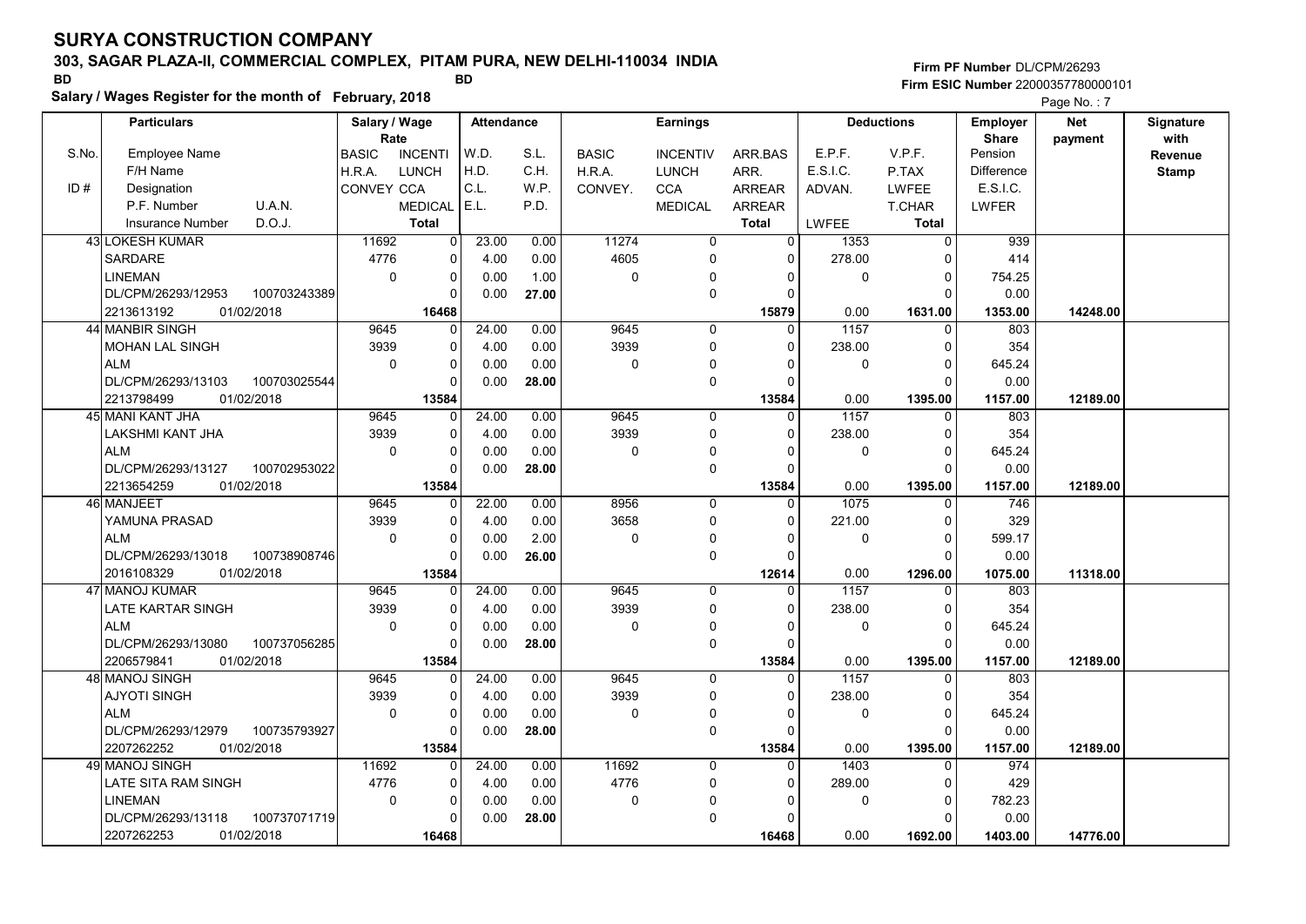# SURYA CONSTRUCTION COMPANY

## 303, SAGAR PLAZA-II, COMMERCIAL COMPLEX, PITAM PURA, NEW DELHI-110034 INDIA

BD BD

**Salary / Wages Register for the month of February, 2018**

Firm PF Number DL/CPM/26293
Firm ESIC Number 22000357780000101

| S.No. / ID # | Employee Name / F/H Name / Designation / P.F. Number / U.A.N. / Insurance Number / D.O.J. | Salary / Wage Rate: BASIC / H.R.A. / CONVEY | INCENTI / LUNCH / CCA / MEDICAL / Total | Attendance: W.D. / H.D. / C.L. / E.L. | S.L. / C.H. / W.P. / P.D. | Earnings: BASIC / H.R.A. / CONVEY. | INCENTIV / LUNCH / CCA / MEDICAL | ARR.BAS / ARR. / ARREAR / ARREAR / Total | Deductions: E.P.F. / E.S.I.C. / ADVAN. / LWFEE | V.P.F. / P.TAX / LWFEE / T.CHAR / Total | Employer Share: Pension / Difference / E.S.I.C. / LWFER | Net payment | Signature with Revenue Stamp |
|---|---|---|---|---|---|---|---|---|---|---|---|---|---|
| 43 | LOKESH KUMAR | 11692 | 0 | 23.00 | 0.00 | 11274 | 0 | 0 | 1353 | 0 | 939 | | |
| | SARDARE | 4776 | 0 | 4.00 | 0.00 | 4605 | 0 | 0 | 278.00 | 0 | 414 | | |
| | LINEMAN | 0 | 0 | 0.00 | 1.00 | 0 | 0 | 0 | 0 | 0 | 754.25 | | |
| | DL/CPM/26293/12953 100703243389 | | 0 | 0.00 | 27.00 | | 0 | 0 | | 0 | 0.00 | | |
| | 2213613192 01/02/2018 | | 16468 | | | | | 15879 | 0.00 | 1631.00 | 1353.00 | 14248.00 | |
| 44 | MANBIR SINGH | 9645 | 0 | 24.00 | 0.00 | 9645 | 0 | 0 | 1157 | 0 | 803 | | |
| | MOHAN LAL SINGH | 3939 | 0 | 4.00 | 0.00 | 3939 | 0 | 0 | 238.00 | 0 | 354 | | |
| | ALM | 0 | 0 | 0.00 | 0.00 | 0 | 0 | 0 | 0 | 0 | 645.24 | | |
| | DL/CPM/26293/13103 100703025544 | | 0 | 0.00 | 28.00 | | 0 | 0 | | 0 | 0.00 | | |
| | 2213798499 01/02/2018 | | 13584 | | | | | 13584 | 0.00 | 1395.00 | 1157.00 | 12189.00 | |
| 45 | MANI KANT JHA | 9645 | 0 | 24.00 | 0.00 | 9645 | 0 | 0 | 1157 | 0 | 803 | | |
| | LAKSHMI KANT JHA | 3939 | 0 | 4.00 | 0.00 | 3939 | 0 | 0 | 238.00 | 0 | 354 | | |
| | ALM | 0 | 0 | 0.00 | 0.00 | 0 | 0 | 0 | 0 | 0 | 645.24 | | |
| | DL/CPM/26293/13127 100702953022 | | 0 | 0.00 | 28.00 | | 0 | 0 | | 0 | 0.00 | | |
| | 2213654259 01/02/2018 | | 13584 | | | | | 13584 | 0.00 | 1395.00 | 1157.00 | 12189.00 | |
| 46 | MANJEET | 9645 | 0 | 22.00 | 0.00 | 8956 | 0 | 0 | 1075 | 0 | 746 | | |
| | YAMUNA PRASAD | 3939 | 0 | 4.00 | 0.00 | 3658 | 0 | 0 | 221.00 | 0 | 329 | | |
| | ALM | 0 | 0 | 0.00 | 2.00 | 0 | 0 | 0 | 0 | 0 | 599.17 | | |
| | DL/CPM/26293/13018 100738908746 | | 0 | 0.00 | 26.00 | | 0 | 0 | | 0 | 0.00 | | |
| | 2016108329 01/02/2018 | | 13584 | | | | | 12614 | 0.00 | 1296.00 | 1075.00 | 11318.00 | |
| 47 | MANOJ KUMAR | 9645 | 0 | 24.00 | 0.00 | 9645 | 0 | 0 | 1157 | 0 | 803 | | |
| | LATE KARTAR SINGH | 3939 | 0 | 4.00 | 0.00 | 3939 | 0 | 0 | 238.00 | 0 | 354 | | |
| | ALM | 0 | 0 | 0.00 | 0.00 | 0 | 0 | 0 | 0 | 0 | 645.24 | | |
| | DL/CPM/26293/13080 100737056285 | | 0 | 0.00 | 28.00 | | 0 | 0 | | 0 | 0.00 | | |
| | 2206579841 01/02/2018 | | 13584 | | | | | 13584 | 0.00 | 1395.00 | 1157.00 | 12189.00 | |
| 48 | MANOJ SINGH | 9645 | 0 | 24.00 | 0.00 | 9645 | 0 | 0 | 1157 | 0 | 803 | | |
| | AJYOTI SINGH | 3939 | 0 | 4.00 | 0.00 | 3939 | 0 | 0 | 238.00 | 0 | 354 | | |
| | ALM | 0 | 0 | 0.00 | 0.00 | 0 | 0 | 0 | 0 | 0 | 645.24 | | |
| | DL/CPM/26293/12979 100735793927 | | 0 | 0.00 | 28.00 | | 0 | 0 | | 0 | 0.00 | | |
| | 2207262252 01/02/2018 | | 13584 | | | | | 13584 | 0.00 | 1395.00 | 1157.00 | 12189.00 | |
| 49 | MANOJ SINGH | 11692 | 0 | 24.00 | 0.00 | 11692 | 0 | 0 | 1403 | 0 | 974 | | |
| | LATE SITA RAM SINGH | 4776 | 0 | 4.00 | 0.00 | 4776 | 0 | 0 | 289.00 | 0 | 429 | | |
| | LINEMAN | 0 | 0 | 0.00 | 0.00 | 0 | 0 | 0 | 0 | 0 | 782.23 | | |
| | DL/CPM/26293/13118 100737071719 | | 0 | 0.00 | 28.00 | | 0 | 0 | | 0 | 0.00 | | |
| | 2207262253 01/02/2018 | | 16468 | | | | | 16468 | 0.00 | 1692.00 | 1403.00 | 14776.00 | |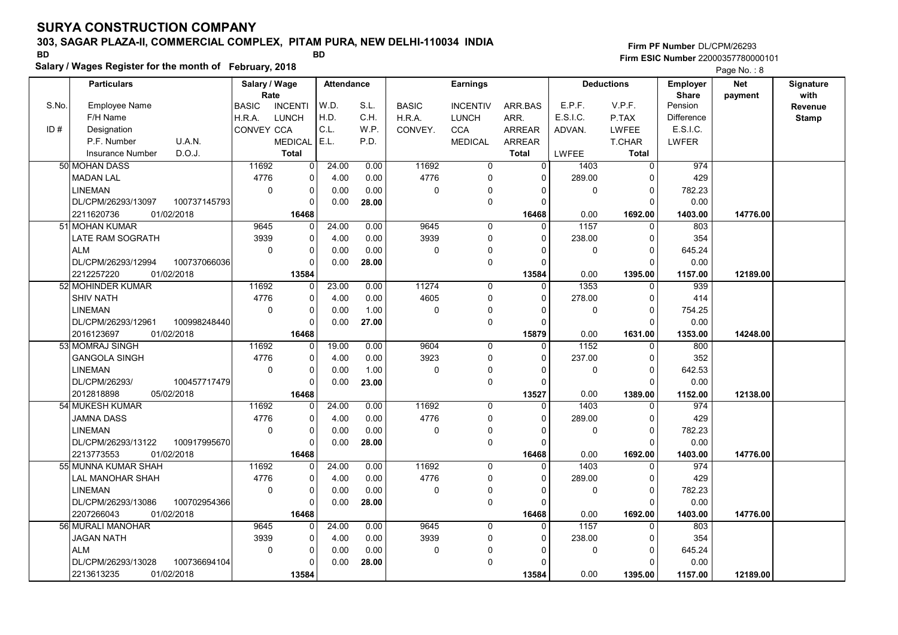# SURYA CONSTRUCTION COMPANY

**303, SAGAR PLAZA-II, COMMERCIAL COMPLEX, PITAM PURA, NEW DELHI-110034 INDIA**

BD BD

**Salary / Wages Register for the month of February, 2018**

Firm PF Number DL/CPM/26293
Firm ESIC Number 22000357780000101

| S.No. / ID # | Particulars: Employee Name / F/H Name / Designation / P.F. Number, U.A.N. / Insurance Number, D.O.J. | Salary / Wage Rate: BASIC / H.R.A. / CONVEY | Rate: INCENTI / LUNCH / CCA / MEDICAL / Total | Attendance: W.D. / H.D. / C.L. / E.L. | Attendance: S.L. / C.H. / W.P. / P.D. | Earnings: BASIC / H.R.A. / CONVEY. | Earnings: INCENTIV / LUNCH / CCA / MEDICAL | Earnings: ARR.BAS / ARR. / ARREAR / ARREAR / Total | Deductions: E.P.F. / E.S.I.C. / ADVAN. / LWFEE | Deductions: V.P.F. / P.TAX / LWFEE / T.CHAR / Total | Employer Share: Pension / Difference / E.S.I.C. / LWFER | Net payment | Signature with Revenue Stamp |
|---|---|---|---|---|---|---|---|---|---|---|---|---|---|
| 50 | MOHAN DASS / MADAN LAL / LINEMAN / DL/CPM/26293/13097, 100737145793 / 2211620736, 01/02/2018 | 11692 / 4776 / 0 | 0 / 0 / 0 / 0 / 16468 | 24.00 / 4.00 / 0.00 / 0.00 | 0.00 / 0.00 / 0.00 / 28.00 | 11692 / 4776 / 0 | 0 / 0 / 0 / 0 | 0 / 0 / 0 / 0 / 16468 | 1403 / 289.00 / 0 / 0.00 | 0 / 0 / 0 / 0 / 1692.00 | 974 / 429 / 782.23 / 0.00 / 1403.00 | 14776.00 | |
| 51 | MOHAN KUMAR / LATE RAM SOGRATH / ALM / DL/CPM/26293/12994, 100737066036 / 2212257220, 01/02/2018 | 9645 / 3939 / 0 | 0 / 0 / 0 / 0 / 13584 | 24.00 / 4.00 / 0.00 / 0.00 | 0.00 / 0.00 / 0.00 / 28.00 | 9645 / 3939 / 0 | 0 / 0 / 0 / 0 | 0 / 0 / 0 / 0 / 13584 | 1157 / 238.00 / 0 / 0.00 | 0 / 0 / 0 / 0 / 1395.00 | 803 / 354 / 645.24 / 0.00 / 1157.00 | 12189.00 | |
| 52 | MOHINDER KUMAR / SHIV NATH / LINEMAN / DL/CPM/26293/12961, 100998248440 / 2016123697, 01/02/2018 | 11692 / 4776 / 0 | 0 / 0 / 0 / 0 / 16468 | 23.00 / 4.00 / 0.00 / 0.00 | 0.00 / 0.00 / 1.00 / 27.00 | 11274 / 4605 / 0 | 0 / 0 / 0 / 0 | 0 / 0 / 0 / 0 / 15879 | 1353 / 278.00 / 0 / 0.00 | 0 / 0 / 0 / 0 / 1631.00 | 939 / 414 / 754.25 / 0.00 / 1353.00 | 14248.00 | |
| 53 | MOMRAJ SINGH / GANGOLA SINGH / LINEMAN / DL/CPM/26293/, 100457717479 / 2012818898, 05/02/2018 | 11692 / 4776 / 0 | 0 / 0 / 0 / 0 / 16468 | 19.00 / 4.00 / 0.00 / 0.00 | 0.00 / 0.00 / 1.00 / 23.00 | 9604 / 3923 / 0 | 0 / 0 / 0 / 0 | 0 / 0 / 0 / 0 / 13527 | 1152 / 237.00 / 0 / 0.00 | 0 / 0 / 0 / 0 / 1389.00 | 800 / 352 / 642.53 / 0.00 / 1152.00 | 12138.00 | |
| 54 | MUKESH KUMAR / JAMNA DASS / LINEMAN / DL/CPM/26293/13122, 100917995670 / 2213773553, 01/02/2018 | 11692 / 4776 / 0 | 0 / 0 / 0 / 0 / 16468 | 24.00 / 4.00 / 0.00 / 0.00 | 0.00 / 0.00 / 0.00 / 28.00 | 11692 / 4776 / 0 | 0 / 0 / 0 / 0 | 0 / 0 / 0 / 0 / 16468 | 1403 / 289.00 / 0 / 0.00 | 0 / 0 / 0 / 0 / 1692.00 | 974 / 429 / 782.23 / 0.00 / 1403.00 | 14776.00 | |
| 55 | MUNNA KUMAR SHAH / LAL MANOHAR SHAH / LINEMAN / DL/CPM/26293/13086, 100702954366 / 2207266043, 01/02/2018 | 11692 / 4776 / 0 | 0 / 0 / 0 / 0 / 16468 | 24.00 / 4.00 / 0.00 / 0.00 | 0.00 / 0.00 / 0.00 / 28.00 | 11692 / 4776 / 0 | 0 / 0 / 0 / 0 | 0 / 0 / 0 / 0 / 16468 | 1403 / 289.00 / 0 / 0.00 | 0 / 0 / 0 / 0 / 1692.00 | 974 / 429 / 782.23 / 0.00 / 1403.00 | 14776.00 | |
| 56 | MURALI MANOHAR / JAGAN NATH / ALM / DL/CPM/26293/13028, 100736694104 / 2213613235, 01/02/2018 | 9645 / 3939 / 0 | 0 / 0 / 0 / 0 / 13584 | 24.00 / 4.00 / 0.00 / 0.00 | 0.00 / 0.00 / 0.00 / 28.00 | 9645 / 3939 / 0 | 0 / 0 / 0 / 0 | 0 / 0 / 0 / 0 / 13584 | 1157 / 238.00 / 0 / 0.00 | 0 / 0 / 0 / 0 / 1395.00 | 803 / 354 / 645.24 / 0.00 / 1157.00 | 12189.00 | |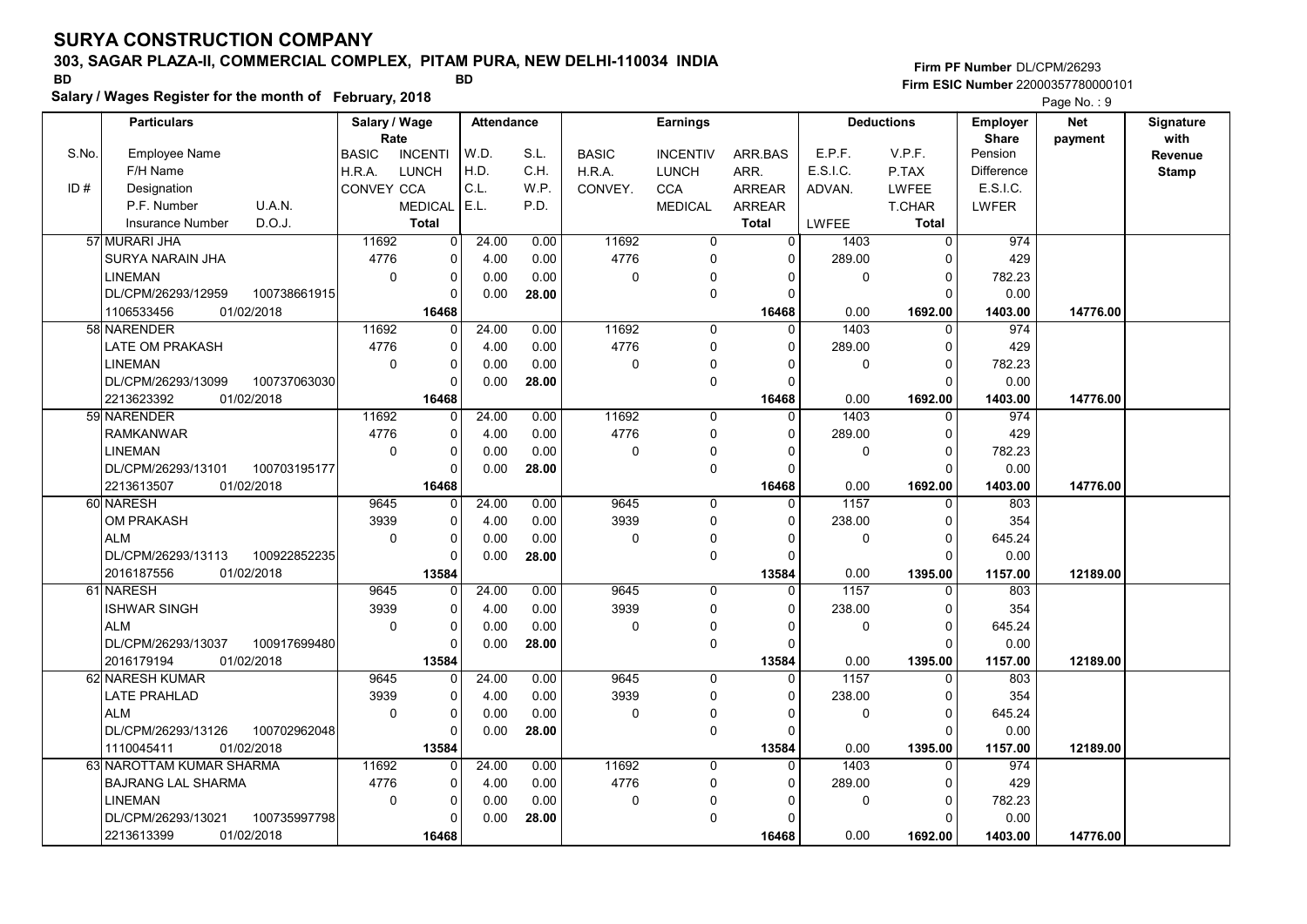# SURYA CONSTRUCTION COMPANY

## 303, SAGAR PLAZA-II, COMMERCIAL COMPLEX, PITAM PURA, NEW DELHI-110034 INDIA

BD BD

**Salary / Wages Register for the month of February, 2018**

Firm PF Number DL/CPM/26293
Firm ESIC Number 22000357780000101

Page No. : 9

| S.No. / ID # | Particulars: Employee Name / F/H Name / Designation / P.F. Number, U.A.N. / Insurance Number, D.O.J. | Salary / Wage Rate: BASIC / H.R.A. / CONVEY | INCENTI / LUNCH / CCA / MEDICAL / Total | W.D. / H.D. / C.L. / E.L. | S.L. / C.H. / W.P. / P.D. | Earnings: BASIC / H.R.A. / CONVEY. | INCENTIV / LUNCH / CCA / MEDICAL | ARR.BAS / ARR. / ARREAR / ARREAR / Total | Deductions: E.P.F. / E.S.I.C. / ADVAN. / LWFEE | V.P.F. / P.TAX / LWFEE / T.CHAR / Total | Employer Share: Pension / Difference / E.S.I.C. / LWFER | Net payment | Signature with Revenue Stamp |
|---|---|---|---|---|---|---|---|---|---|---|---|---|---|
| 57 | MURARI JHA / SURYA NARAIN JHA / LINEMAN / DL/CPM/26293/12959 100738661915 / 1106533456 01/02/2018 | 11692 / 4776 / 0 | 0 / 0 / 0 / 0 / 16468 | 24.00 / 4.00 / 0.00 / 0.00 | 0.00 / 0.00 / 0.00 / 28.00 | 11692 / 4776 / 0 | 0 / 0 / 0 / 0 | 0 / 0 / 0 / 0 / 16468 | 1403 / 289.00 / 0 / 0.00 | 0 / 0 / 0 / 0 / 1692.00 | 974 / 429 / 782.23 / 0.00 / 1403.00 | 14776.00 | |
| 58 | NARENDER / LATE OM PRAKASH / LINEMAN / DL/CPM/26293/13099 100737063030 / 2213623392 01/02/2018 | 11692 / 4776 / 0 | 0 / 0 / 0 / 0 / 16468 | 24.00 / 4.00 / 0.00 / 0.00 | 0.00 / 0.00 / 0.00 / 28.00 | 11692 / 4776 / 0 | 0 / 0 / 0 / 0 | 0 / 0 / 0 / 0 / 16468 | 1403 / 289.00 / 0 / 0.00 | 0 / 0 / 0 / 0 / 1692.00 | 974 / 429 / 782.23 / 0.00 / 1403.00 | 14776.00 | |
| 59 | NARENDER / RAMKANWAR / LINEMAN / DL/CPM/26293/13101 100703195177 / 2213613507 01/02/2018 | 11692 / 4776 / 0 | 0 / 0 / 0 / 0 / 16468 | 24.00 / 4.00 / 0.00 / 0.00 | 0.00 / 0.00 / 0.00 / 28.00 | 11692 / 4776 / 0 | 0 / 0 / 0 / 0 | 0 / 0 / 0 / 0 / 16468 | 1403 / 289.00 / 0 / 0.00 | 0 / 0 / 0 / 0 / 1692.00 | 974 / 429 / 782.23 / 0.00 / 1403.00 | 14776.00 | |
| 60 | NARESH / OM PRAKASH / ALM / DL/CPM/26293/13113 100922852235 / 2016187556 01/02/2018 | 9645 / 3939 / 0 | 0 / 0 / 0 / 0 / 13584 | 24.00 / 4.00 / 0.00 / 0.00 | 0.00 / 0.00 / 0.00 / 28.00 | 9645 / 3939 / 0 | 0 / 0 / 0 / 0 | 0 / 0 / 0 / 0 / 13584 | 1157 / 238.00 / 0 / 0.00 | 0 / 0 / 0 / 0 / 1395.00 | 803 / 354 / 645.24 / 0.00 / 1157.00 | 12189.00 | |
| 61 | NARESH / ISHWAR SINGH / ALM / DL/CPM/26293/13037 100917699480 / 2016179194 01/02/2018 | 9645 / 3939 / 0 | 0 / 0 / 0 / 0 / 13584 | 24.00 / 4.00 / 0.00 / 0.00 | 0.00 / 0.00 / 0.00 / 28.00 | 9645 / 3939 / 0 | 0 / 0 / 0 / 0 | 0 / 0 / 0 / 0 / 13584 | 1157 / 238.00 / 0 / 0.00 | 0 / 0 / 0 / 0 / 1395.00 | 803 / 354 / 645.24 / 0.00 / 1157.00 | 12189.00 | |
| 62 | NARESH KUMAR / LATE PRAHLAD / ALM / DL/CPM/26293/13126 100702962048 / 1110045411 01/02/2018 | 9645 / 3939 / 0 | 0 / 0 / 0 / 0 / 13584 | 24.00 / 4.00 / 0.00 / 0.00 | 0.00 / 0.00 / 0.00 / 28.00 | 9645 / 3939 / 0 | 0 / 0 / 0 / 0 | 0 / 0 / 0 / 0 / 13584 | 1157 / 238.00 / 0 / 0.00 | 0 / 0 / 0 / 0 / 1395.00 | 803 / 354 / 645.24 / 0.00 / 1157.00 | 12189.00 | |
| 63 | NAROTTAM KUMAR SHARMA / BAJRANG LAL SHARMA / LINEMAN / DL/CPM/26293/13021 100735997798 / 2213613399 01/02/2018 | 11692 / 4776 / 0 | 0 / 0 / 0 / 0 / 16468 | 24.00 / 4.00 / 0.00 / 0.00 | 0.00 / 0.00 / 0.00 / 28.00 | 11692 / 4776 / 0 | 0 / 0 / 0 / 0 | 0 / 0 / 0 / 0 / 16468 | 1403 / 289.00 / 0 / 0.00 | 0 / 0 / 0 / 0 / 1692.00 | 974 / 429 / 782.23 / 0.00 / 1403.00 | 14776.00 | |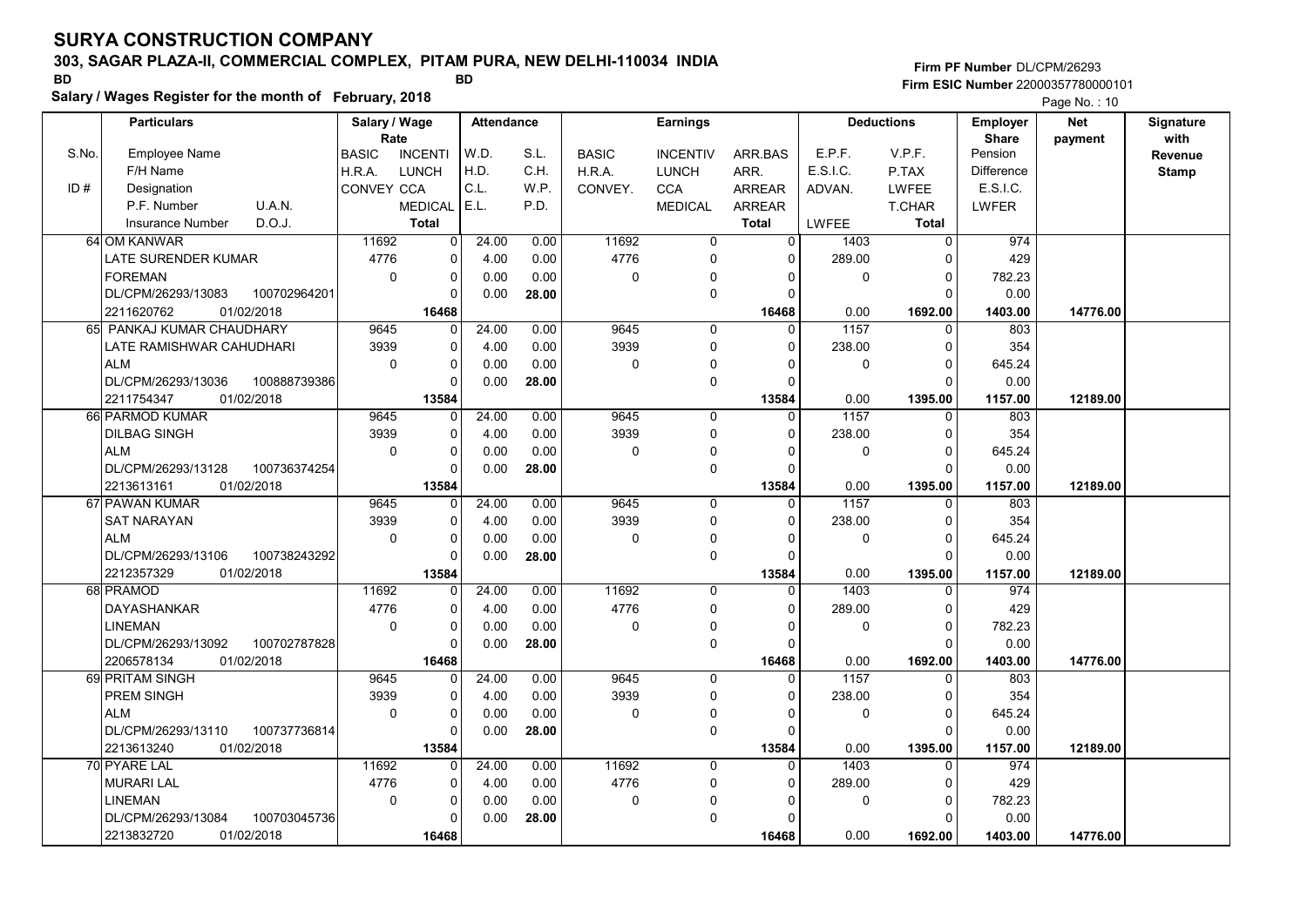# SURYA CONSTRUCTION COMPANY

## 303, SAGAR PLAZA-II, COMMERCIAL COMPLEX, PITAM PURA, NEW DELHI-110034 INDIA

BD BD

**Salary / Wages Register for the month of February, 2018**

Firm PF Number DL/CPM/26293
Firm ESIC Number 22000357780000101

| S.No. / ID # | Employee Name / F/H Name / Designation / P.F. Number / U.A.N. / Insurance Number / D.O.J. | Salary / Wage Rate: BASIC / H.R.A. / CONVEY | INCENTI / LUNCH / CCA / MEDICAL / Total | Attendance: W.D. / H.D. / C.L. / E.L. | S.L. / C.H. / W.P. / P.D. | Earnings: BASIC / H.R.A. / CONVEY. | INCENTIV / LUNCH / CCA / MEDICAL | ARR.BAS / ARR. / ARREAR / ARREAR / Total | Deductions: E.P.F. / E.S.I.C. / ADVAN. / LWFEE | V.P.F. / P.TAX / LWFEE / T.CHAR / Total | Employer Share: Pension / Difference / E.S.I.C. / LWFER | Net payment | Signature with Revenue Stamp |
|---|---|---|---|---|---|---|---|---|---|---|---|---|---|
| 64 | OM KANWAR / LATE SURENDER KUMAR / FOREMAN / DL/CPM/26293/13083 / 100702964201 / 2211620762 / 01/02/2018 | 11692 / 4776 / 0 | 0 / 0 / 0 / 0 / 16468 | 24.00 / 4.00 / 0.00 / 0.00 | 0.00 / 0.00 / 0.00 / 28.00 | 11692 / 4776 / 0 | 0 / 0 / 0 / 0 | 0 / 0 / 0 / 0 / 16468 | 1403 / 289.00 / 0 / 0.00 | 0 / 0 / 0 / 0 / 1692.00 | 974 / 429 / 782.23 / 0.00 / 1403.00 | 14776.00 | |
| 65 | PANKAJ KUMAR CHAUDHARY / LATE RAMISHWAR CAHUDHARI / ALM / DL/CPM/26293/13036 / 100888739386 / 2211754347 / 01/02/2018 | 9645 / 3939 / 0 | 0 / 0 / 0 / 0 / 13584 | 24.00 / 4.00 / 0.00 / 0.00 | 0.00 / 0.00 / 0.00 / 28.00 | 9645 / 3939 / 0 | 0 / 0 / 0 / 0 | 0 / 0 / 0 / 0 / 13584 | 1157 / 238.00 / 0 / 0.00 | 0 / 0 / 0 / 0 / 1395.00 | 803 / 354 / 645.24 / 0.00 / 1157.00 | 12189.00 | |
| 66 | PARMOD KUMAR / DILBAG SINGH / ALM / DL/CPM/26293/13128 / 100736374254 / 2213613161 / 01/02/2018 | 9645 / 3939 / 0 | 0 / 0 / 0 / 0 / 13584 | 24.00 / 4.00 / 0.00 / 0.00 | 0.00 / 0.00 / 0.00 / 28.00 | 9645 / 3939 / 0 | 0 / 0 / 0 / 0 | 0 / 0 / 0 / 0 / 13584 | 1157 / 238.00 / 0 / 0.00 | 0 / 0 / 0 / 0 / 1395.00 | 803 / 354 / 645.24 / 0.00 / 1157.00 | 12189.00 | |
| 67 | PAWAN KUMAR / SAT NARAYAN / ALM / DL/CPM/26293/13106 / 100738243292 / 2212357329 / 01/02/2018 | 9645 / 3939 / 0 | 0 / 0 / 0 / 0 / 13584 | 24.00 / 4.00 / 0.00 / 0.00 | 0.00 / 0.00 / 0.00 / 28.00 | 9645 / 3939 / 0 | 0 / 0 / 0 / 0 | 0 / 0 / 0 / 0 / 13584 | 1157 / 238.00 / 0 / 0.00 | 0 / 0 / 0 / 0 / 1395.00 | 803 / 354 / 645.24 / 0.00 / 1157.00 | 12189.00 | |
| 68 | PRAMOD / DAYASHANKAR / LINEMAN / DL/CPM/26293/13092 / 100702787828 / 2206578134 / 01/02/2018 | 11692 / 4776 / 0 | 0 / 0 / 0 / 0 / 16468 | 24.00 / 4.00 / 0.00 / 0.00 | 0.00 / 0.00 / 0.00 / 28.00 | 11692 / 4776 / 0 | 0 / 0 / 0 / 0 | 0 / 0 / 0 / 0 / 16468 | 1403 / 289.00 / 0 / 0.00 | 0 / 0 / 0 / 0 / 1692.00 | 974 / 429 / 782.23 / 0.00 / 1403.00 | 14776.00 | |
| 69 | PRITAM SINGH / PREM SINGH / ALM / DL/CPM/26293/13110 / 100737736814 / 2213613240 / 01/02/2018 | 9645 / 3939 / 0 | 0 / 0 / 0 / 0 / 13584 | 24.00 / 4.00 / 0.00 / 0.00 | 0.00 / 0.00 / 0.00 / 28.00 | 9645 / 3939 / 0 | 0 / 0 / 0 / 0 | 0 / 0 / 0 / 0 / 13584 | 1157 / 238.00 / 0 / 0.00 | 0 / 0 / 0 / 0 / 1395.00 | 803 / 354 / 645.24 / 0.00 / 1157.00 | 12189.00 | |
| 70 | PYARE LAL / MURARI LAL / LINEMAN / DL/CPM/26293/13084 / 100703045736 / 2213832720 / 01/02/2018 | 11692 / 4776 / 0 | 0 / 0 / 0 / 0 / 16468 | 24.00 / 4.00 / 0.00 / 0.00 | 0.00 / 0.00 / 0.00 / 28.00 | 11692 / 4776 / 0 | 0 / 0 / 0 / 0 | 0 / 0 / 0 / 0 / 16468 | 1403 / 289.00 / 0 / 0.00 | 0 / 0 / 0 / 0 / 1692.00 | 974 / 429 / 782.23 / 0.00 / 1403.00 | 14776.00 | |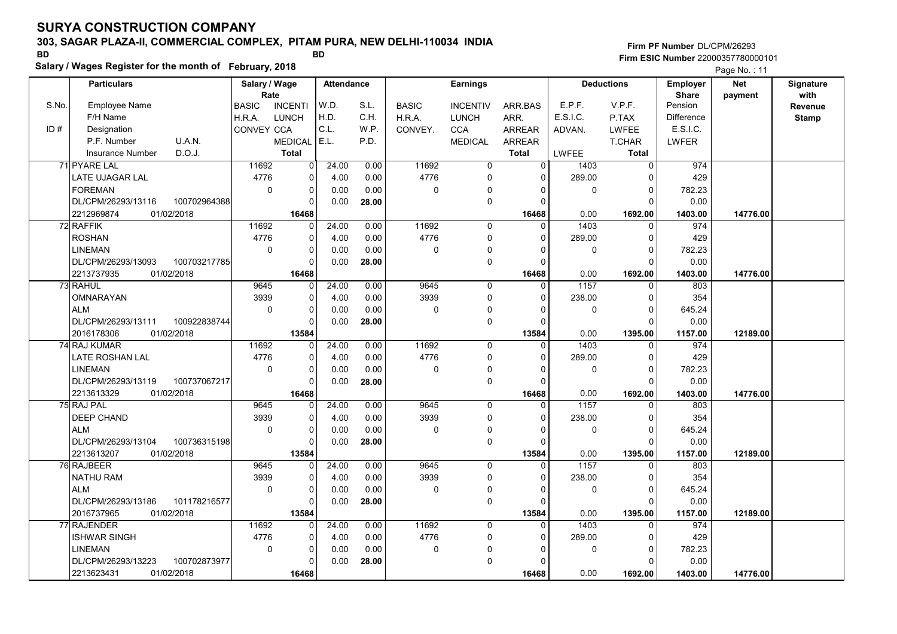# SURYA CONSTRUCTION COMPANY

## 303, SAGAR PLAZA-II, COMMERCIAL COMPLEX, PITAM PURA, NEW DELHI-110034 INDIA

BD BD

**Salary / Wages Register for the month of February, 2018**

Firm PF Number DL/CPM/26293
Firm ESIC Number 22000357780000101

Page No. : 11

| S.No. / ID # | Particulars (Employee Name / F/H Name / Designation / P.F. Number, U.A.N. / Insurance Number, D.O.J.) | Salary / Wage Rate (BASIC / H.R.A. / CONVEY) | Salary / Wage Rate (INCENTI / LUNCH / CCA / MEDICAL / Total) | Attendance (W.D. / H.D. / C.L. / E.L.) | Attendance (S.L. / C.H. / W.P. / P.D.) | Earnings (BASIC / H.R.A. / CONVEY.) | Earnings (INCENTIV / LUNCH / CCA / MEDICAL) | Earnings (ARR.BAS / ARR. / ARREAR / ARREAR / Total) | Deductions (E.P.F. / E.S.I.C. / ADVAN. / LWFEE) | Deductions (V.P.F. / P.TAX / LWFEE / T.CHAR / Total) | Employer Share (Pension / Difference / E.S.I.C. / LWFER) | Net payment | Signature with Revenue Stamp |
|---|---|---|---|---|---|---|---|---|---|---|---|---|---|
| 71 | PYARE LAL<br>LATE UJAGAR LAL<br>FOREMAN<br>DL/CPM/26293/13116 100702964388<br>2212969874 01/02/2018 | 11692<br>4776<br>0 | 0<br>0<br>0<br>0<br>16468 | 24.00<br>4.00<br>0.00<br>0.00 | 0.00<br>0.00<br>0.00<br>28.00 | 11692<br>4776<br>0 | 0<br>0<br>0<br>0 | 0<br>0<br>0<br>0<br>16468 | 1403<br>289.00<br>0<br>0.00 | 0<br>0<br>0<br>0<br>1692.00 | 974<br>429<br>782.23<br>0.00<br>1403.00 | 14776.00 | |
| 72 | RAFFIK<br>ROSHAN<br>LINEMAN<br>DL/CPM/26293/13093 100703217785<br>2213737935 01/02/2018 | 11692<br>4776<br>0 | 0<br>0<br>0<br>0<br>16468 | 24.00<br>4.00<br>0.00<br>0.00 | 0.00<br>0.00<br>0.00<br>28.00 | 11692<br>4776<br>0 | 0<br>0<br>0<br>0 | 0<br>0<br>0<br>0<br>16468 | 1403<br>289.00<br>0<br>0.00 | 0<br>0<br>0<br>0<br>1692.00 | 974<br>429<br>782.23<br>0.00<br>1403.00 | 14776.00 | |
| 73 | RAHUL<br>OMNARAYAN<br>ALM<br>DL/CPM/26293/13111 100922838744<br>2016178306 01/02/2018 | 9645<br>3939<br>0 | 0<br>0<br>0<br>0<br>13584 | 24.00<br>4.00<br>0.00<br>0.00 | 0.00<br>0.00<br>0.00<br>28.00 | 9645<br>3939<br>0 | 0<br>0<br>0<br>0 | 0<br>0<br>0<br>0<br>13584 | 1157<br>238.00<br>0<br>0.00 | 0<br>0<br>0<br>0<br>1395.00 | 803<br>354<br>645.24<br>0.00<br>1157.00 | 12189.00 | |
| 74 | RAJ KUMAR<br>LATE ROSHAN LAL<br>LINEMAN<br>DL/CPM/26293/13119 100737067217<br>2213613329 01/02/2018 | 11692<br>4776<br>0 | 0<br>0<br>0<br>0<br>16468 | 24.00<br>4.00<br>0.00<br>0.00 | 0.00<br>0.00<br>0.00<br>28.00 | 11692<br>4776<br>0 | 0<br>0<br>0<br>0 | 0<br>0<br>0<br>0<br>16468 | 1403<br>289.00<br>0<br>0.00 | 0<br>0<br>0<br>0<br>1692.00 | 974<br>429<br>782.23<br>0.00<br>1403.00 | 14776.00 | |
| 75 | RAJ PAL<br>DEEP CHAND<br>ALM<br>DL/CPM/26293/13104 100736315198<br>2213613207 01/02/2018 | 9645<br>3939<br>0 | 0<br>0<br>0<br>0<br>13584 | 24.00<br>4.00<br>0.00<br>0.00 | 0.00<br>0.00<br>0.00<br>28.00 | 9645<br>3939<br>0 | 0<br>0<br>0<br>0 | 0<br>0<br>0<br>0<br>13584 | 1157<br>238.00<br>0<br>0.00 | 0<br>0<br>0<br>0<br>1395.00 | 803<br>354<br>645.24<br>0.00<br>1157.00 | 12189.00 | |
| 76 | RAJBEER<br>NATHU RAM<br>ALM<br>DL/CPM/26293/13186 101178216577<br>2016737965 01/02/2018 | 9645<br>3939<br>0 | 0<br>0<br>0<br>0<br>13584 | 24.00<br>4.00<br>0.00<br>0.00 | 0.00<br>0.00<br>0.00<br>28.00 | 9645<br>3939<br>0 | 0<br>0<br>0<br>0 | 0<br>0<br>0<br>0<br>13584 | 1157<br>238.00<br>0<br>0.00 | 0<br>0<br>0<br>0<br>1395.00 | 803<br>354<br>645.24<br>0.00<br>1157.00 | 12189.00 | |
| 77 | RAJENDER<br>ISHWAR SINGH<br>LINEMAN<br>DL/CPM/26293/13223 100702873977<br>2213623431 01/02/2018 | 11692<br>4776<br>0 | 0<br>0<br>0<br>0<br>16468 | 24.00<br>4.00<br>0.00<br>0.00 | 0.00<br>0.00<br>0.00<br>28.00 | 11692<br>4776<br>0 | 0<br>0<br>0<br>0 | 0<br>0<br>0<br>0<br>16468 | 1403<br>289.00<br>0<br>0.00 | 0<br>0<br>0<br>0<br>1692.00 | 974<br>429<br>782.23<br>0.00<br>1403.00 | 14776.00 | |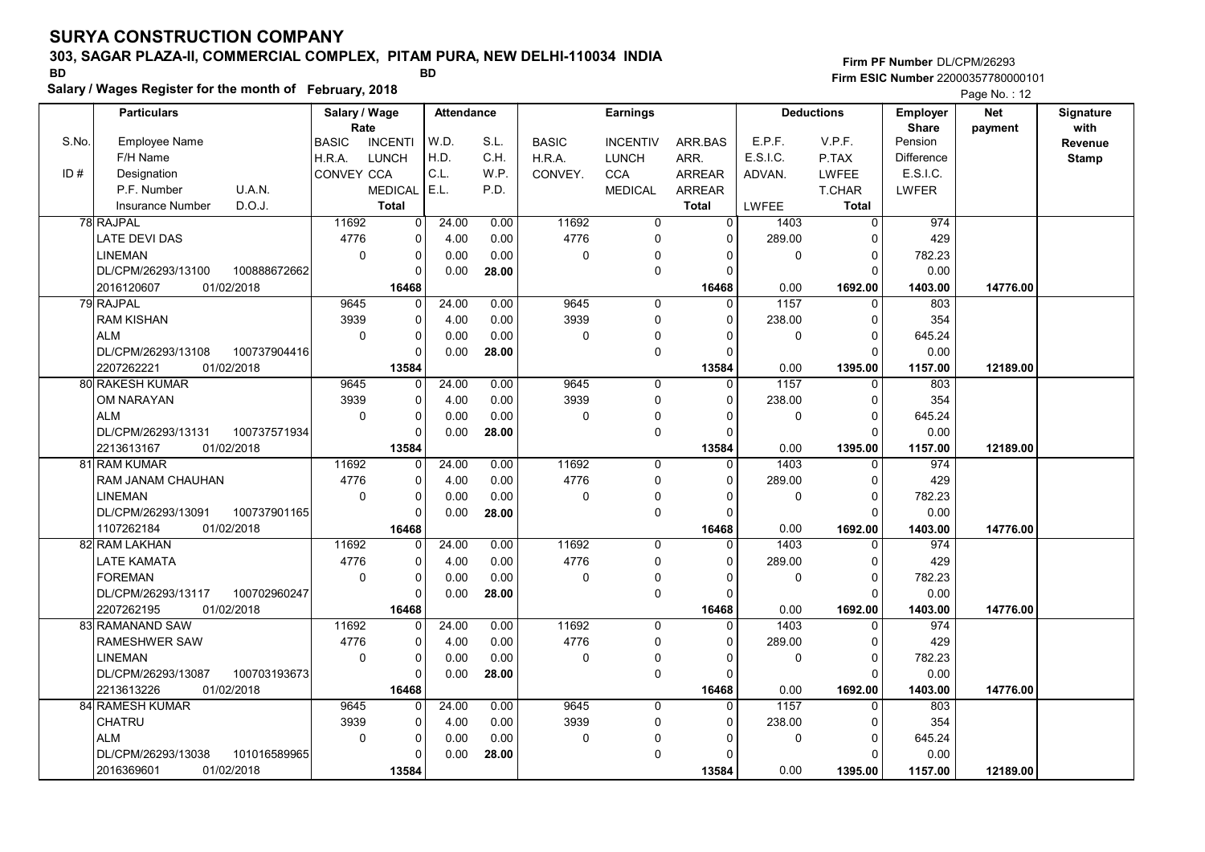# SURYA CONSTRUCTION COMPANY

**303, SAGAR PLAZA-II, COMMERCIAL COMPLEX, PITAM PURA, NEW DELHI-110034 INDIA**

BD BD

**Salary / Wages Register for the month of February, 2018**

Firm PF Number DL/CPM/26293
Firm ESIC Number 22000357780000101

| S.No. | Employee Name / F/H Name / Designation / P.F. Number, U.A.N. / Insurance Number, D.O.J. | Salary / Wage Rate: BASIC / H.R.A. / CONVEY | INCENTI / LUNCH / CCA / MEDICAL / Total | Attendance: W.D. / H.D. / C.L. / E.L. | S.L. / C.H. / W.P. / P.D. | Earnings: BASIC / H.R.A. / CONVEY. | INCENTIV / LUNCH / CCA / MEDICAL | ARR.BAS / ARR. / ARREAR / ARREAR / Total | Deductions: E.P.F. / E.S.I.C. / ADVAN. / LWFEE | V.P.F. / P.TAX / LWFEE / T.CHAR / Total | Employer Share: Pension / Difference / E.S.I.C. / LWFER | Net payment | Signature with Revenue Stamp |
|---|---|---|---|---|---|---|---|---|---|---|---|---|---|
| 78 | RAJPAL<br>LATE DEVI DAS<br>LINEMAN<br>DL/CPM/26293/13100 100888672662<br>2016120607 01/02/2018 | 11692<br>4776<br>0 | 0<br>0<br>0<br>0<br>16468 | 24.00<br>4.00<br>0.00<br>0.00 | 0.00<br>0.00<br>0.00<br>28.00 | 11692<br>4776<br>0 | 0<br>0<br>0<br>0 | 0<br>0<br>0<br>0<br>16468 | 1403<br>289.00<br>0<br>0.00 | 0<br>0<br>0<br>0<br>1692.00 | 974<br>429<br>782.23<br>0.00<br>1403.00 | 14776.00 | |
| 79 | RAJPAL<br>RAM KISHAN<br>ALM<br>DL/CPM/26293/13108 100737904416<br>2207262221 01/02/2018 | 9645<br>3939<br>0 | 0<br>0<br>0<br>0<br>13584 | 24.00<br>4.00<br>0.00<br>0.00 | 0.00<br>0.00<br>0.00<br>28.00 | 9645<br>3939<br>0 | 0<br>0<br>0<br>0 | 0<br>0<br>0<br>0<br>13584 | 1157<br>238.00<br>0<br>0.00 | 0<br>0<br>0<br>0<br>1395.00 | 803<br>354<br>645.24<br>0.00<br>1157.00 | 12189.00 | |
| 80 | RAKESH KUMAR<br>OM NARAYAN<br>ALM<br>DL/CPM/26293/13131 100737571934<br>2213613167 01/02/2018 | 9645<br>3939<br>0 | 0<br>0<br>0<br>0<br>13584 | 24.00<br>4.00<br>0.00<br>0.00 | 0.00<br>0.00<br>0.00<br>28.00 | 9645<br>3939<br>0 | 0<br>0<br>0<br>0 | 0<br>0<br>0<br>0<br>13584 | 1157<br>238.00<br>0<br>0.00 | 0<br>0<br>0<br>0<br>1395.00 | 803<br>354<br>645.24<br>0.00<br>1157.00 | 12189.00 | |
| 81 | RAM KUMAR<br>RAM JANAM CHAUHAN<br>LINEMAN<br>DL/CPM/26293/13091 100737901165<br>1107262184 01/02/2018 | 11692<br>4776<br>0 | 0<br>0<br>0<br>0<br>16468 | 24.00<br>4.00<br>0.00<br>0.00 | 0.00<br>0.00<br>0.00<br>28.00 | 11692<br>4776<br>0 | 0<br>0<br>0<br>0 | 0<br>0<br>0<br>0<br>16468 | 1403<br>289.00<br>0<br>0.00 | 0<br>0<br>0<br>0<br>1692.00 | 974<br>429<br>782.23<br>0.00<br>1403.00 | 14776.00 | |
| 82 | RAM LAKHAN<br>LATE KAMATA<br>FOREMAN<br>DL/CPM/26293/13117 100702960247<br>2207262195 01/02/2018 | 11692<br>4776<br>0 | 0<br>0<br>0<br>0<br>16468 | 24.00<br>4.00<br>0.00<br>0.00 | 0.00<br>0.00<br>0.00<br>28.00 | 11692<br>4776<br>0 | 0<br>0<br>0<br>0 | 0<br>0<br>0<br>0<br>16468 | 1403<br>289.00<br>0<br>0.00 | 0<br>0<br>0<br>0<br>1692.00 | 974<br>429<br>782.23<br>0.00<br>1403.00 | 14776.00 | |
| 83 | RAMANAND SAW<br>RAMESHWER SAW<br>LINEMAN<br>DL/CPM/26293/13087 100703193673<br>2213613226 01/02/2018 | 11692<br>4776<br>0 | 0<br>0<br>0<br>0<br>16468 | 24.00<br>4.00<br>0.00<br>0.00 | 0.00<br>0.00<br>0.00<br>28.00 | 11692<br>4776<br>0 | 0<br>0<br>0<br>0 | 0<br>0<br>0<br>0<br>16468 | 1403<br>289.00<br>0<br>0.00 | 0<br>0<br>0<br>0<br>1692.00 | 974<br>429<br>782.23<br>0.00<br>1403.00 | 14776.00 | |
| 84 | RAMESH KUMAR<br>CHATRU<br>ALM<br>DL/CPM/26293/13038 101016589965<br>2016369601 01/02/2018 | 9645<br>3939<br>0 | 0<br>0<br>0<br>0<br>13584 | 24.00<br>4.00<br>0.00<br>0.00 | 0.00<br>0.00<br>0.00<br>28.00 | 9645<br>3939<br>0 | 0<br>0<br>0<br>0 | 0<br>0<br>0<br>0<br>13584 | 1157<br>238.00<br>0<br>0.00 | 0<br>0<br>0<br>0<br>1395.00 | 803<br>354<br>645.24<br>0.00<br>1157.00 | 12189.00 | |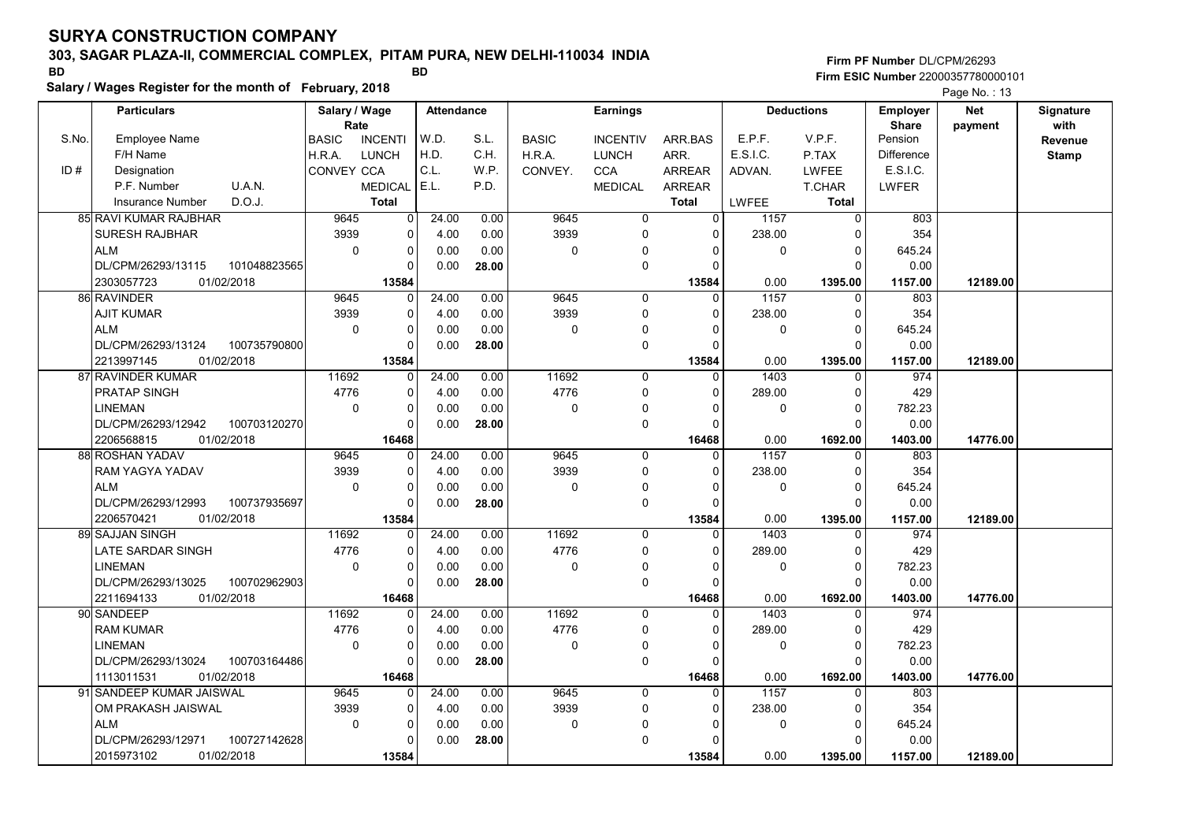# SURYA CONSTRUCTION COMPANY

**303, SAGAR PLAZA-II, COMMERCIAL COMPLEX, PITAM PURA, NEW DELHI-110034 INDIA**

BD BD

**Salary / Wages Register for the month of February, 2018**

Firm PF Number DL/CPM/26293
Firm ESIC Number 22000357780000101

| S.No. / ID # | Particulars: Employee Name / F/H Name / Designation / P.F. Number / U.A.N. / Insurance Number / D.O.J. | Salary / Wage Rate: BASIC / H.R.A. / CONVEY | Rate: INCENTI / LUNCH / CCA / MEDICAL / Total | Attendance: W.D. / H.D. / C.L. / E.L. | Attendance: S.L. / C.H. / W.P. / P.D. | Earnings: BASIC / H.R.A. / CONVEY. | Earnings: INCENTIV / LUNCH / CCA / MEDICAL | Earnings: ARR.BAS / ARR. / ARREAR / ARREAR / Total | Deductions: E.P.F. / E.S.I.C. / ADVAN. / LWFEE | Deductions: V.P.F. / P.TAX / LWFEE / T.CHAR / Total | Employer Share: Pension / Difference / E.S.I.C. / LWFER | Net payment | Signature with Revenue Stamp |
|---|---|---|---|---|---|---|---|---|---|---|---|---|---|
| 85 | RAVI KUMAR RAJBHAR / SURESH RAJBHAR / ALM / DL/CPM/26293/13115 / 101048823565 / 2303057723 / 01/02/2018 | 9645 / 3939 / 0 | 0 / 0 / 0 / 0 / 13584 | 24.00 / 4.00 / 0.00 / 0.00 | 0.00 / 0.00 / 0.00 / 28.00 | 9645 / 3939 / 0 | 0 / 0 / 0 / 0 | 0 / 0 / 0 / 0 / 13584 | 1157 / 238.00 / 0 / 0.00 | 0 / 0 / 0 / 0 / 1395.00 | 803 / 354 / 645.24 / 0.00 / 1157.00 | 12189.00 | |
| 86 | RAVINDER / AJIT KUMAR / ALM / DL/CPM/26293/13124 / 100735790800 / 2213997145 / 01/02/2018 | 9645 / 3939 / 0 | 0 / 0 / 0 / 0 / 13584 | 24.00 / 4.00 / 0.00 / 0.00 | 0.00 / 0.00 / 0.00 / 28.00 | 9645 / 3939 / 0 | 0 / 0 / 0 / 0 | 0 / 0 / 0 / 0 / 13584 | 1157 / 238.00 / 0 / 0.00 | 0 / 0 / 0 / 0 / 1395.00 | 803 / 354 / 645.24 / 0.00 / 1157.00 | 12189.00 | |
| 87 | RAVINDER KUMAR / PRATAP SINGH / LINEMAN / DL/CPM/26293/12942 / 100703120270 / 2206568815 / 01/02/2018 | 11692 / 4776 / 0 | 0 / 0 / 0 / 0 / 16468 | 24.00 / 4.00 / 0.00 / 0.00 | 0.00 / 0.00 / 0.00 / 28.00 | 11692 / 4776 / 0 | 0 / 0 / 0 / 0 | 0 / 0 / 0 / 0 / 16468 | 1403 / 289.00 / 0 / 0.00 | 0 / 0 / 0 / 0 / 1692.00 | 974 / 429 / 782.23 / 0.00 / 1403.00 | 14776.00 | |
| 88 | ROSHAN YADAV / RAM YAGYA YADAV / ALM / DL/CPM/26293/12993 / 100737935697 / 2206570421 / 01/02/2018 | 9645 / 3939 / 0 | 0 / 0 / 0 / 0 / 13584 | 24.00 / 4.00 / 0.00 / 0.00 | 0.00 / 0.00 / 0.00 / 28.00 | 9645 / 3939 / 0 | 0 / 0 / 0 / 0 | 0 / 0 / 0 / 0 / 13584 | 1157 / 238.00 / 0 / 0.00 | 0 / 0 / 0 / 0 / 1395.00 | 803 / 354 / 645.24 / 0.00 / 1157.00 | 12189.00 | |
| 89 | SAJJAN SINGH / LATE SARDAR SINGH / LINEMAN / DL/CPM/26293/13025 / 100702962903 / 2211694133 / 01/02/2018 | 11692 / 4776 / 0 | 0 / 0 / 0 / 0 / 16468 | 24.00 / 4.00 / 0.00 / 0.00 | 0.00 / 0.00 / 0.00 / 28.00 | 11692 / 4776 / 0 | 0 / 0 / 0 / 0 | 0 / 0 / 0 / 0 / 16468 | 1403 / 289.00 / 0 / 0.00 | 0 / 0 / 0 / 0 / 1692.00 | 974 / 429 / 782.23 / 0.00 / 1403.00 | 14776.00 | |
| 90 | SANDEEP / RAM KUMAR / LINEMAN / DL/CPM/26293/13024 / 100703164486 / 1113011531 / 01/02/2018 | 11692 / 4776 / 0 | 0 / 0 / 0 / 0 / 16468 | 24.00 / 4.00 / 0.00 / 0.00 | 0.00 / 0.00 / 0.00 / 28.00 | 11692 / 4776 / 0 | 0 / 0 / 0 / 0 | 0 / 0 / 0 / 0 / 16468 | 1403 / 289.00 / 0 / 0.00 | 0 / 0 / 0 / 0 / 1692.00 | 974 / 429 / 782.23 / 0.00 / 1403.00 | 14776.00 | |
| 91 | SANDEEP KUMAR JAISWAL / OM PRAKASH JAISWAL / ALM / DL/CPM/26293/12971 / 100727142628 / 2015973102 / 01/02/2018 | 9645 / 3939 / 0 | 0 / 0 / 0 / 0 / 13584 | 24.00 / 4.00 / 0.00 / 0.00 | 0.00 / 0.00 / 0.00 / 28.00 | 9645 / 3939 / 0 | 0 / 0 / 0 / 0 | 0 / 0 / 0 / 0 / 13584 | 1157 / 238.00 / 0 / 0.00 | 0 / 0 / 0 / 0 / 1395.00 | 803 / 354 / 645.24 / 0.00 / 1157.00 | 12189.00 | |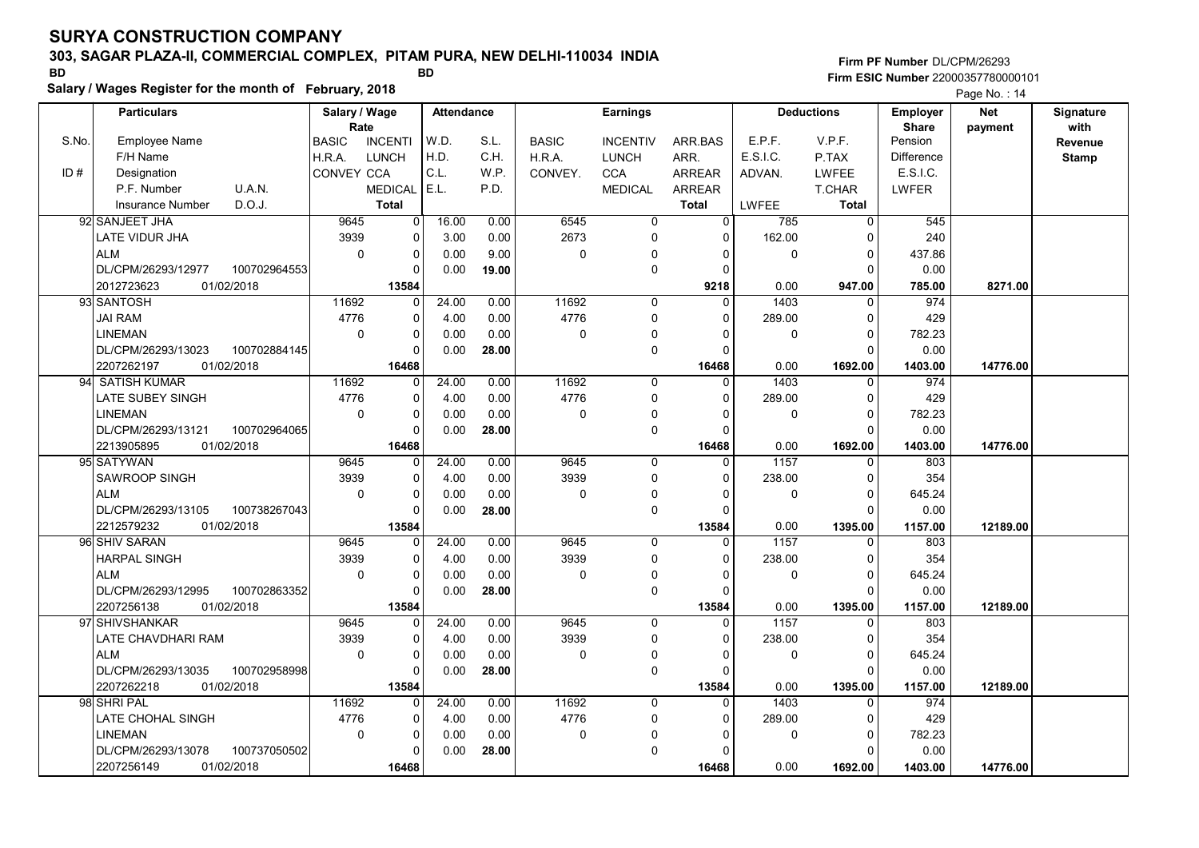# SURYA CONSTRUCTION COMPANY

**303, SAGAR PLAZA-II, COMMERCIAL COMPLEX, PITAM PURA, NEW DELHI-110034 INDIA**

BD BD

**Salary / Wages Register for the month of February, 2018**

Firm PF Number DL/CPM/26293
Firm ESIC Number 22000357780000101

| S.No. / ID # | Employee Name / F/H Name / Designation / P.F. Number, U.A.N. / Insurance Number, D.O.J. | Salary / Wage Rate: BASIC / H.R.A. / CONVEY | INCENTI / LUNCH / CCA / MEDICAL / Total | Attendance: W.D. / H.D. / C.L. / E.L. | S.L. / C.H. / W.P. / P.D. | Earnings: BASIC / H.R.A. / CONVEY. | INCENTIV / LUNCH / CCA / MEDICAL | ARR.BAS / ARR. / ARREAR / ARREAR / Total | Deductions: E.P.F. / E.S.I.C. / ADVAN. / LWFEE | V.P.F. / P.TAX / LWFEE / T.CHAR / Total | Employer Share: Pension / Difference / E.S.I.C. / LWFER | Net payment | Signature with Revenue Stamp |
|---|---|---|---|---|---|---|---|---|---|---|---|---|---|
| 92 | SANJEET JHA | 9645 | 0 | 16.00 | 0.00 | 6545 | 0 | 0 | 785 | 0 | 545 | | |
| | LATE VIDUR JHA | 3939 | 0 | 3.00 | 0.00 | 2673 | 0 | 0 | 162.00 | 0 | 240 | | |
| | ALM | 0 | 0 | 0.00 | 9.00 | 0 | 0 | 0 | 0 | 0 | 437.86 | | |
| | DL/CPM/26293/12977 100702964553 | | 0 | 0.00 | **19.00** | | 0 | 0 | | 0 | 0.00 | | |
| | 2012723623 01/02/2018 | | **13584** | | | | | **9218** | 0.00 | **947.00** | **785.00** | **8271.00** | |
| 93 | SANTOSH | 11692 | 0 | 24.00 | 0.00 | 11692 | 0 | 0 | 1403 | 0 | 974 | | |
| | JAI RAM | 4776 | 0 | 4.00 | 0.00 | 4776 | 0 | 0 | 289.00 | 0 | 429 | | |
| | LINEMAN | 0 | 0 | 0.00 | 0.00 | 0 | 0 | 0 | 0 | 0 | 782.23 | | |
| | DL/CPM/26293/13023 100702884145 | | 0 | 0.00 | **28.00** | | 0 | 0 | | 0 | 0.00 | | |
| | 2207262197 01/02/2018 | | **16468** | | | | | **16468** | 0.00 | **1692.00** | **1403.00** | **14776.00** | |
| 94 | SATISH KUMAR | 11692 | 0 | 24.00 | 0.00 | 11692 | 0 | 0 | 1403 | 0 | 974 | | |
| | LATE SUBEY SINGH | 4776 | 0 | 4.00 | 0.00 | 4776 | 0 | 0 | 289.00 | 0 | 429 | | |
| | LINEMAN | 0 | 0 | 0.00 | 0.00 | 0 | 0 | 0 | 0 | 0 | 782.23 | | |
| | DL/CPM/26293/13121 100702964065 | | 0 | 0.00 | **28.00** | | 0 | 0 | | 0 | 0.00 | | |
| | 2213905895 01/02/2018 | | **16468** | | | | | **16468** | 0.00 | **1692.00** | **1403.00** | **14776.00** | |
| 95 | SATYWAN | 9645 | 0 | 24.00 | 0.00 | 9645 | 0 | 0 | 1157 | 0 | 803 | | |
| | SAWROOP SINGH | 3939 | 0 | 4.00 | 0.00 | 3939 | 0 | 0 | 238.00 | 0 | 354 | | |
| | ALM | 0 | 0 | 0.00 | 0.00 | 0 | 0 | 0 | 0 | 0 | 645.24 | | |
| | DL/CPM/26293/13105 100738267043 | | 0 | 0.00 | **28.00** | | 0 | 0 | | 0 | 0.00 | | |
| | 2212579232 01/02/2018 | | **13584** | | | | | **13584** | 0.00 | **1395.00** | **1157.00** | **12189.00** | |
| 96 | SHIV SARAN | 9645 | 0 | 24.00 | 0.00 | 9645 | 0 | 0 | 1157 | 0 | 803 | | |
| | HARPAL SINGH | 3939 | 0 | 4.00 | 0.00 | 3939 | 0 | 0 | 238.00 | 0 | 354 | | |
| | ALM | 0 | 0 | 0.00 | 0.00 | 0 | 0 | 0 | 0 | 0 | 645.24 | | |
| | DL/CPM/26293/12995 100702863352 | | 0 | 0.00 | **28.00** | | 0 | 0 | | 0 | 0.00 | | |
| | 2207256138 01/02/2018 | | **13584** | | | | | **13584** | 0.00 | **1395.00** | **1157.00** | **12189.00** | |
| 97 | SHIVSHANKAR | 9645 | 0 | 24.00 | 0.00 | 9645 | 0 | 0 | 1157 | 0 | 803 | | |
| | LATE CHAVDHARI RAM | 3939 | 0 | 4.00 | 0.00 | 3939 | 0 | 0 | 238.00 | 0 | 354 | | |
| | ALM | 0 | 0 | 0.00 | 0.00 | 0 | 0 | 0 | 0 | 0 | 645.24 | | |
| | DL/CPM/26293/13035 100702958998 | | 0 | 0.00 | **28.00** | | 0 | 0 | | 0 | 0.00 | | |
| | 2207262218 01/02/2018 | | **13584** | | | | | **13584** | 0.00 | **1395.00** | **1157.00** | **12189.00** | |
| 98 | SHRI PAL | 11692 | 0 | 24.00 | 0.00 | 11692 | 0 | 0 | 1403 | 0 | 974 | | |
| | LATE CHOHAL SINGH | 4776 | 0 | 4.00 | 0.00 | 4776 | 0 | 0 | 289.00 | 0 | 429 | | |
| | LINEMAN | 0 | 0 | 0.00 | 0.00 | 0 | 0 | 0 | 0 | 0 | 782.23 | | |
| | DL/CPM/26293/13078 100737050502 | | 0 | 0.00 | **28.00** | | 0 | 0 | | 0 | 0.00 | | |
| | 2207256149 01/02/2018 | | **16468** | | | | | **16468** | 0.00 | **1692.00** | **1403.00** | **14776.00** | |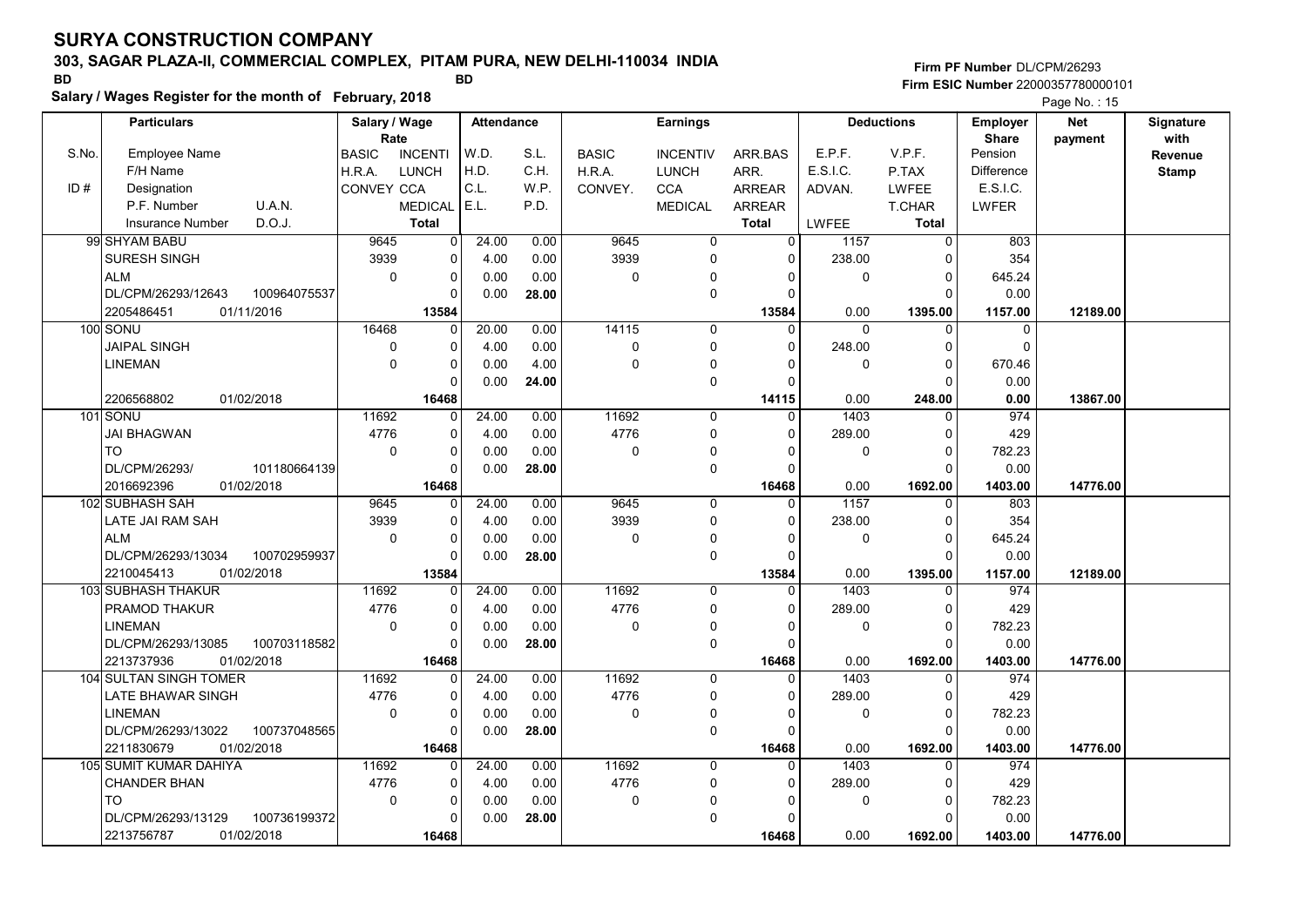# SURYA CONSTRUCTION COMPANY

**303, SAGAR PLAZA-II, COMMERCIAL COMPLEX, PITAM PURA, NEW DELHI-110034 INDIA**

BD BD

**Salary / Wages Register for the month of February, 2018**

**Firm PF Number** DL/CPM/26293
**Firm ESIC Number** 22000357780000101

Page No. : 15

| S.No. / ID # | Particulars: Employee Name / F/H Name / Designation / P.F. Number / U.A.N. / Insurance Number / D.O.J. | Salary / Wage Rate: BASIC / H.R.A. / CONVEY | Salary / Wage Rate: INCENTI / LUNCH / CCA / MEDICAL / Total | Attendance: W.D. / H.D. / C.L. / E.L. | Attendance: S.L. / C.H. / W.P. / P.D. | Earnings: BASIC / H.R.A. / CONVEY. | Earnings: INCENTIV / LUNCH / CCA / MEDICAL | Earnings: ARR.BAS / ARR. / ARREAR / ARREAR / Total | Deductions: E.P.F. / E.S.I.C. / ADVAN. / LWFEE | Deductions: V.P.F. / P.TAX / LWFEE / T.CHAR / Total | Employer Share: Pension / Difference / E.S.I.C. / LWFER | Net payment | Signature with Revenue Stamp |
|---|---|---|---|---|---|---|---|---|---|---|---|---|---|
| 99 | SHYAM BABU / SURESH SINGH / ALM / DL/CPM/26293/12643 / 100964075537 / 2205486451 / 01/11/2016 | 9645 / 3939 / 0 | 0 / 0 / 0 / 0 / 13584 | 24.00 / 4.00 / 0.00 / 0.00 | 0.00 / 0.00 / 0.00 / 28.00 | 9645 / 3939 / 0 | 0 / 0 / 0 / 0 | 0 / 0 / 0 / 0 / 13584 | 1157 / 238.00 / 0 / 0.00 | 0 / 0 / 0 / 0 / 1395.00 | 803 / 354 / 645.24 / 0.00 / 1157.00 | 12189.00 | |
| 100 | SONU / JAIPAL SINGH / LINEMAN / / 2206568802 / 01/02/2018 | 16468 / 0 / 0 | 0 / 0 / 0 / 0 / 16468 | 20.00 / 4.00 / 0.00 / 0.00 | 0.00 / 0.00 / 4.00 / 24.00 | 14115 / 0 / 0 | 0 / 0 / 0 / 0 | 0 / 0 / 0 / 0 / 14115 | 0 / 248.00 / 0 / 0.00 | 0 / 0 / 0 / 0 / 248.00 | 0 / 0 / 670.46 / 0.00 / 0.00 | 13867.00 | |
| 101 | SONU / JAI BHAGWAN / TO / DL/CPM/26293/ / 101180664139 / 2016692396 / 01/02/2018 | 11692 / 4776 / 0 | 0 / 0 / 0 / 0 / 16468 | 24.00 / 4.00 / 0.00 / 0.00 | 0.00 / 0.00 / 0.00 / 28.00 | 11692 / 4776 / 0 | 0 / 0 / 0 / 0 | 0 / 0 / 0 / 0 / 16468 | 1403 / 289.00 / 0 / 0.00 | 0 / 0 / 0 / 0 / 1692.00 | 974 / 429 / 782.23 / 0.00 / 1403.00 | 14776.00 | |
| 102 | SUBHASH SAH / LATE JAI RAM SAH / ALM / DL/CPM/26293/13034 / 100702959937 / 2210045413 / 01/02/2018 | 9645 / 3939 / 0 | 0 / 0 / 0 / 0 / 13584 | 24.00 / 4.00 / 0.00 / 0.00 | 0.00 / 0.00 / 0.00 / 28.00 | 9645 / 3939 / 0 | 0 / 0 / 0 / 0 | 0 / 0 / 0 / 0 / 13584 | 1157 / 238.00 / 0 / 0.00 | 0 / 0 / 0 / 0 / 1395.00 | 803 / 354 / 645.24 / 0.00 / 1157.00 | 12189.00 | |
| 103 | SUBHASH THAKUR / PRAMOD THAKUR / LINEMAN / DL/CPM/26293/13085 / 100703118582 / 2213737936 / 01/02/2018 | 11692 / 4776 / 0 | 0 / 0 / 0 / 0 / 16468 | 24.00 / 4.00 / 0.00 / 0.00 | 0.00 / 0.00 / 0.00 / 28.00 | 11692 / 4776 / 0 | 0 / 0 / 0 / 0 | 0 / 0 / 0 / 0 / 16468 | 1403 / 289.00 / 0 / 0.00 | 0 / 0 / 0 / 0 / 1692.00 | 974 / 429 / 782.23 / 0.00 / 1403.00 | 14776.00 | |
| 104 | SULTAN SINGH TOMER / LATE BHAWAR SINGH / LINEMAN / DL/CPM/26293/13022 / 100737048565 / 2211830679 / 01/02/2018 | 11692 / 4776 / 0 | 0 / 0 / 0 / 0 / 16468 | 24.00 / 4.00 / 0.00 / 0.00 | 0.00 / 0.00 / 0.00 / 28.00 | 11692 / 4776 / 0 | 0 / 0 / 0 / 0 | 0 / 0 / 0 / 0 / 16468 | 1403 / 289.00 / 0 / 0.00 | 0 / 0 / 0 / 0 / 1692.00 | 974 / 429 / 782.23 / 0.00 / 1403.00 | 14776.00 | |
| 105 | SUMIT KUMAR DAHIYA / CHANDER BHAN / TO / DL/CPM/26293/13129 / 100736199372 / 2213756787 / 01/02/2018 | 11692 / 4776 / 0 | 0 / 0 / 0 / 0 / 16468 | 24.00 / 4.00 / 0.00 / 0.00 | 0.00 / 0.00 / 0.00 / 28.00 | 11692 / 4776 / 0 | 0 / 0 / 0 / 0 | 0 / 0 / 0 / 0 / 16468 | 1403 / 289.00 / 0 / 0.00 | 0 / 0 / 0 / 0 / 1692.00 | 974 / 429 / 782.23 / 0.00 / 1403.00 | 14776.00 | |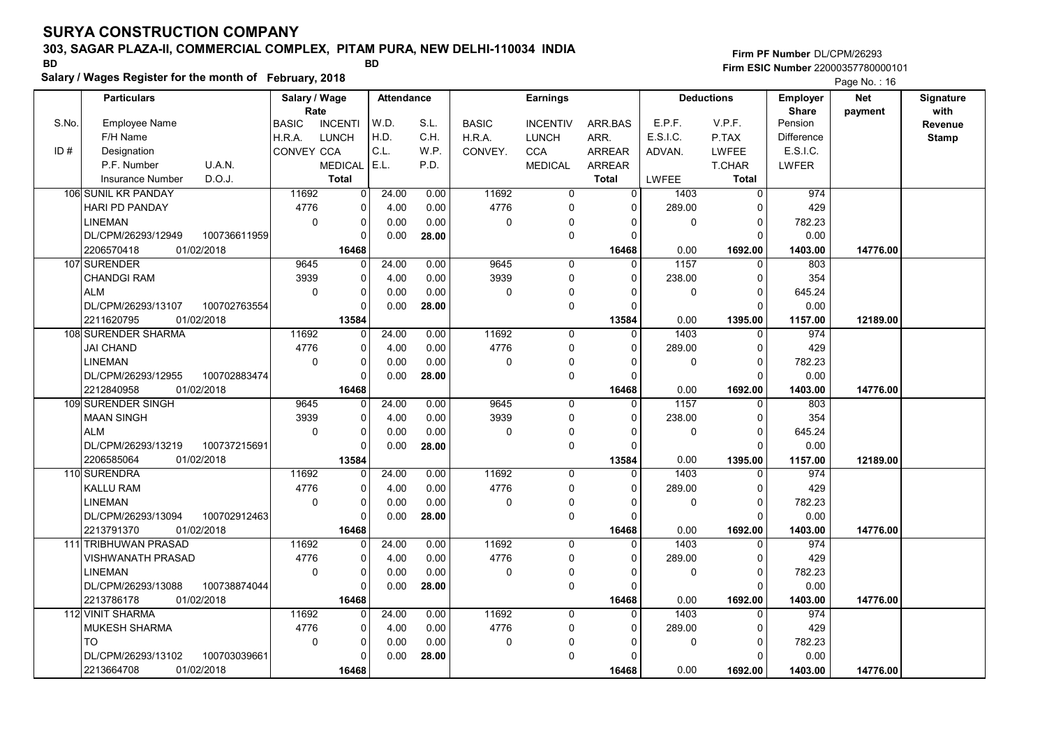# SURYA CONSTRUCTION COMPANY

## 303, SAGAR PLAZA-II, COMMERCIAL COMPLEX, PITAM PURA, NEW DELHI-110034 INDIA

BD BD

**Salary / Wages Register for the month of February, 2018**

Firm PF Number DL/CPM/26293
Firm ESIC Number 22000357780000101

Page No. : 16

| S.No. / ID # | Employee Name / F/H Name / Designation / P.F. Number / U.A.N. / Insurance Number / D.O.J. | BASIC / H.R.A. / CONVEY | INCENTI / LUNCH / CCA / MEDICAL / Total | W.D. / H.D. / C.L. / E.L. | S.L. / C.H. / W.P. / P.D. | BASIC / H.R.A. / CONVEY. | INCENTIV / LUNCH / CCA / MEDICAL | ARR.BAS / ARR. / ARREAR / ARREAR / Total | E.P.F. / E.S.I.C. / ADVAN. / LWFEE | V.P.F. / P.TAX / LWFEE / T.CHAR / Total | Employer Share Pension / Difference / E.S.I.C. / LWFER | Net payment | Signature with Revenue Stamp |
|---|---|---|---|---|---|---|---|---|---|---|---|---|---|
| 106 | SUNIL KR PANDAY<br>HARI PD PANDAY<br>LINEMAN<br>DL/CPM/26293/12949 100736611959<br>2206570418 01/02/2018 | 11692<br>4776<br>0 | 0<br>0<br>0<br>0<br>16468 | 24.00<br>4.00<br>0.00<br>0.00 | 0.00<br>0.00<br>0.00<br>28.00 | 11692<br>4776<br>0 | 0<br>0<br>0<br>0 | 0<br>0<br>0<br>0<br>16468 | 1403<br>289.00<br>0<br>0.00 | 0<br>0<br>0<br>0<br>1692.00 | 974<br>429<br>782.23<br>0.00<br>1403.00 | 14776.00 | |
| 107 | SURENDER<br>CHANDGI RAM<br>ALM<br>DL/CPM/26293/13107 100702763554<br>2211620795 01/02/2018 | 9645<br>3939<br>0 | 0<br>0<br>0<br>0<br>13584 | 24.00<br>4.00<br>0.00<br>0.00 | 0.00<br>0.00<br>0.00<br>28.00 | 9645<br>3939<br>0 | 0<br>0<br>0<br>0 | 0<br>0<br>0<br>0<br>13584 | 1157<br>238.00<br>0<br>0.00 | 0<br>0<br>0<br>0<br>1395.00 | 803<br>354<br>645.24<br>0.00<br>1157.00 | 12189.00 | |
| 108 | SURENDER SHARMA<br>JAI CHAND<br>LINEMAN<br>DL/CPM/26293/12955 100702883474<br>2212840958 01/02/2018 | 11692<br>4776<br>0 | 0<br>0<br>0<br>0<br>16468 | 24.00<br>4.00<br>0.00<br>0.00 | 0.00<br>0.00<br>0.00<br>28.00 | 11692<br>4776<br>0 | 0<br>0<br>0<br>0 | 0<br>0<br>0<br>0<br>16468 | 1403<br>289.00<br>0<br>0.00 | 0<br>0<br>0<br>0<br>1692.00 | 974<br>429<br>782.23<br>0.00<br>1403.00 | 14776.00 | |
| 109 | SURENDER SINGH<br>MAAN SINGH<br>ALM<br>DL/CPM/26293/13219 100737215691<br>2206585064 01/02/2018 | 9645<br>3939<br>0 | 0<br>0<br>0<br>0<br>13584 | 24.00<br>4.00<br>0.00<br>0.00 | 0.00<br>0.00<br>0.00<br>28.00 | 9645<br>3939<br>0 | 0<br>0<br>0<br>0 | 0<br>0<br>0<br>0<br>13584 | 1157<br>238.00<br>0<br>0.00 | 0<br>0<br>0<br>0<br>1395.00 | 803<br>354<br>645.24<br>0.00<br>1157.00 | 12189.00 | |
| 110 | SURENDRA<br>KALLU RAM<br>LINEMAN<br>DL/CPM/26293/13094 100702912463<br>2213791370 01/02/2018 | 11692<br>4776<br>0 | 0<br>0<br>0<br>0<br>16468 | 24.00<br>4.00<br>0.00<br>0.00 | 0.00<br>0.00<br>0.00<br>28.00 | 11692<br>4776<br>0 | 0<br>0<br>0<br>0 | 0<br>0<br>0<br>0<br>16468 | 1403<br>289.00<br>0<br>0.00 | 0<br>0<br>0<br>0<br>1692.00 | 974<br>429<br>782.23<br>0.00<br>1403.00 | 14776.00 | |
| 111 | TRIBHUWAN PRASAD<br>VISHWANATH PRASAD<br>LINEMAN<br>DL/CPM/26293/13088 100738874044<br>2213786178 01/02/2018 | 11692<br>4776<br>0 | 0<br>0<br>0<br>0<br>16468 | 24.00<br>4.00<br>0.00<br>0.00 | 0.00<br>0.00<br>0.00<br>28.00 | 11692<br>4776<br>0 | 0<br>0<br>0<br>0 | 0<br>0<br>0<br>0<br>16468 | 1403<br>289.00<br>0<br>0.00 | 0<br>0<br>0<br>0<br>1692.00 | 974<br>429<br>782.23<br>0.00<br>1403.00 | 14776.00 | |
| 112 | VINIT SHARMA<br>MUKESH SHARMA<br>TO<br>DL/CPM/26293/13102 100703039661<br>2213664708 01/02/2018 | 11692<br>4776<br>0 | 0<br>0<br>0<br>0<br>16468 | 24.00<br>4.00<br>0.00<br>0.00 | 0.00<br>0.00<br>0.00<br>28.00 | 11692<br>4776<br>0 | 0<br>0<br>0<br>0 | 0<br>0<br>0<br>0<br>16468 | 1403<br>289.00<br>0<br>0.00 | 0<br>0<br>0<br>0<br>1692.00 | 974<br>429<br>782.23<br>0.00<br>1403.00 | 14776.00 | |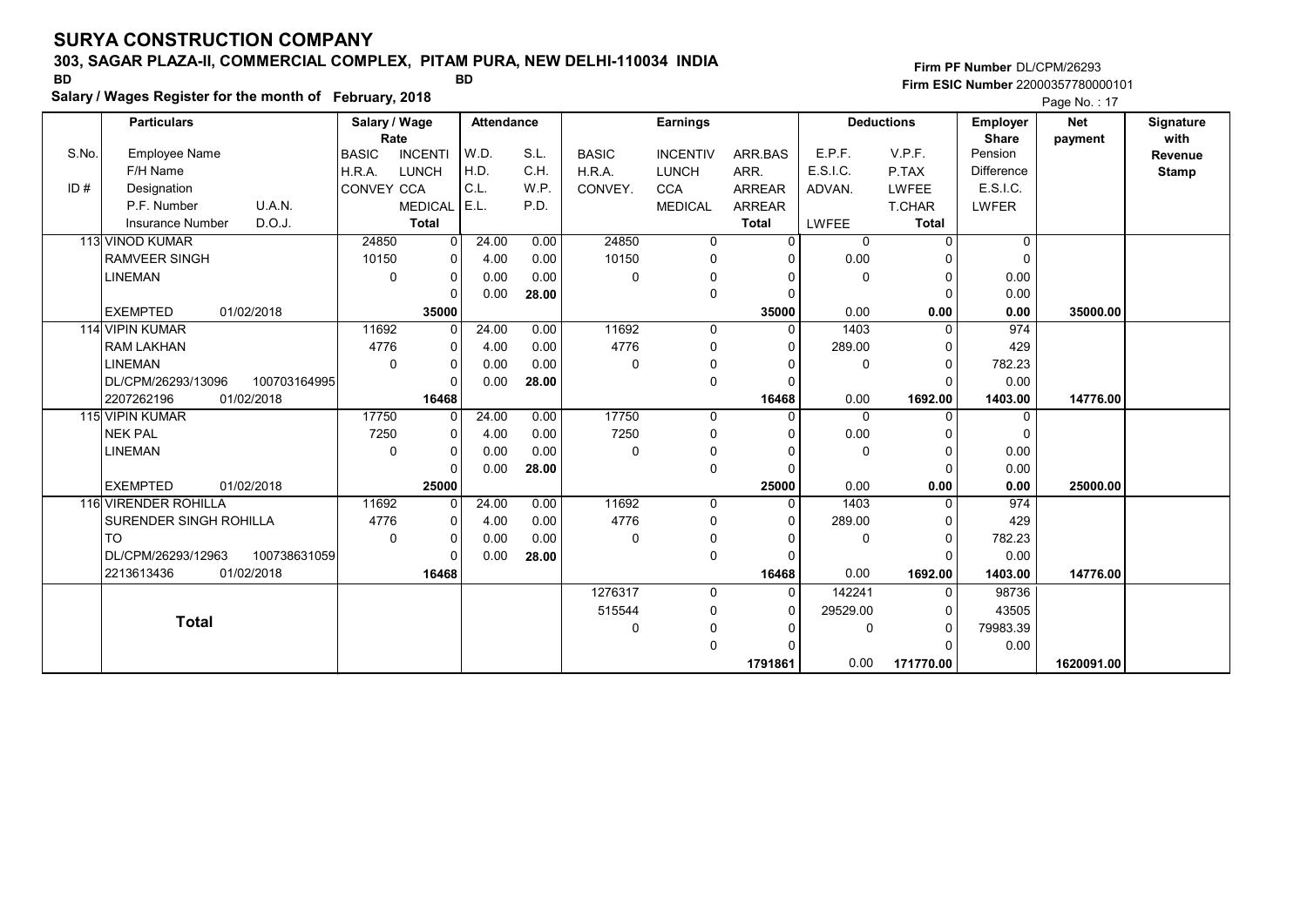# SURYA CONSTRUCTION COMPANY

**303, SAGAR PLAZA-II, COMMERCIAL COMPLEX, PITAM PURA, NEW DELHI-110034 INDIA**

BD BD

**Salary / Wages Register for the month of February, 2018**

**Firm PF Number** DL/CPM/26293
**Firm ESIC Number** 22000357780000101

Page No. : 17

| S.No. / ID # | Particulars: Employee Name / F/H Name / Designation / P.F. Number, U.A.N. / Insurance Number, D.O.J. | Salary / Wage Rate: BASIC / H.R.A. / CONVEY | Salary / Wage Rate: INCENTI / LUNCH / CCA / MEDICAL / Total | Attendance: W.D. / H.D. / C.L. / E.L. | Attendance: S.L. / C.H. / W.P. / P.D. | Earnings: BASIC / H.R.A. / CONVEY. | Earnings: INCENTIV / LUNCH / CCA / MEDICAL | Earnings: ARR.BAS / ARR. / ARREAR / ARREAR / Total | Deductions: E.P.F. / E.S.I.C. / ADVAN. / LWFEE | Deductions: V.P.F. / P.TAX / LWFEE / T.CHAR / Total | Employer Share: Pension / Difference / E.S.I.C. / LWFER | Net payment | Signature with Revenue Stamp |
|---|---|---|---|---|---|---|---|---|---|---|---|---|---|
| 113 | VINOD KUMAR | 24850 | 0 | 24.00 | 0.00 | 24850 | 0 | 0 | 0 | 0 | 0 | | |
| | RAMVEER SINGH | 10150 | 0 | 4.00 | 0.00 | 10150 | 0 | 0 | 0.00 | 0 | 0 | | |
| | LINEMAN | 0 | 0 | 0.00 | 0.00 | 0 | 0 | 0 | 0 | 0 | 0.00 | | |
| | | | 0 | 0.00 | 28.00 | | 0 | 0 | | 0 | 0.00 | | |
| | EXEMPTED 01/02/2018 | | 35000 | | | | | 35000 | 0.00 | 0.00 | 0.00 | 35000.00 | |
| 114 | VIPIN KUMAR | 11692 | 0 | 24.00 | 0.00 | 11692 | 0 | 0 | 1403 | 0 | 974 | | |
| | RAM LAKHAN | 4776 | 0 | 4.00 | 0.00 | 4776 | 0 | 0 | 289.00 | 0 | 429 | | |
| | LINEMAN | 0 | 0 | 0.00 | 0.00 | 0 | 0 | 0 | 0 | 0 | 782.23 | | |
| | DL/CPM/26293/13096 100703164995 | | 0 | 0.00 | 28.00 | | 0 | 0 | | 0 | 0.00 | | |
| | 2207262196 01/02/2018 | | 16468 | | | | | 16468 | 0.00 | 1692.00 | 1403.00 | 14776.00 | |
| 115 | VIPIN KUMAR | 17750 | 0 | 24.00 | 0.00 | 17750 | 0 | 0 | 0 | 0 | 0 | | |
| | NEK PAL | 7250 | 0 | 4.00 | 0.00 | 7250 | 0 | 0 | 0.00 | 0 | 0 | | |
| | LINEMAN | 0 | 0 | 0.00 | 0.00 | 0 | 0 | 0 | 0 | 0 | 0.00 | | |
| | | | 0 | 0.00 | 28.00 | | 0 | 0 | | 0 | 0.00 | | |
| | EXEMPTED 01/02/2018 | | 25000 | | | | | 25000 | 0.00 | 0.00 | 0.00 | 25000.00 | |
| 116 | VIRENDER ROHILLA | 11692 | 0 | 24.00 | 0.00 | 11692 | 0 | 0 | 1403 | 0 | 974 | | |
| | SURENDER SINGH ROHILLA | 4776 | 0 | 4.00 | 0.00 | 4776 | 0 | 0 | 289.00 | 0 | 429 | | |
| | TO | 0 | 0 | 0.00 | 0.00 | 0 | 0 | 0 | 0 | 0 | 782.23 | | |
| | DL/CPM/26293/12963 100738631059 | | 0 | 0.00 | 28.00 | | 0 | 0 | | 0 | 0.00 | | |
| | 2213613436 01/02/2018 | | 16468 | | | | | 16468 | 0.00 | 1692.00 | 1403.00 | 14776.00 | |
| | **Total** | | | | | 1276317 | 0 | 0 | 142241 | 0 | 98736 | | |
| | | | | | | 515544 | 0 | 0 | 29529.00 | 0 | 43505 | | |
| | | | | | | 0 | 0 | 0 | 0 | 0 | 79983.39 | | |
| | | | | | | | 0 | 0 | | 0 | 0.00 | | |
| | | | | | | | | 1791861 | 0.00 | 171770.00 | | 1620091.00 | |